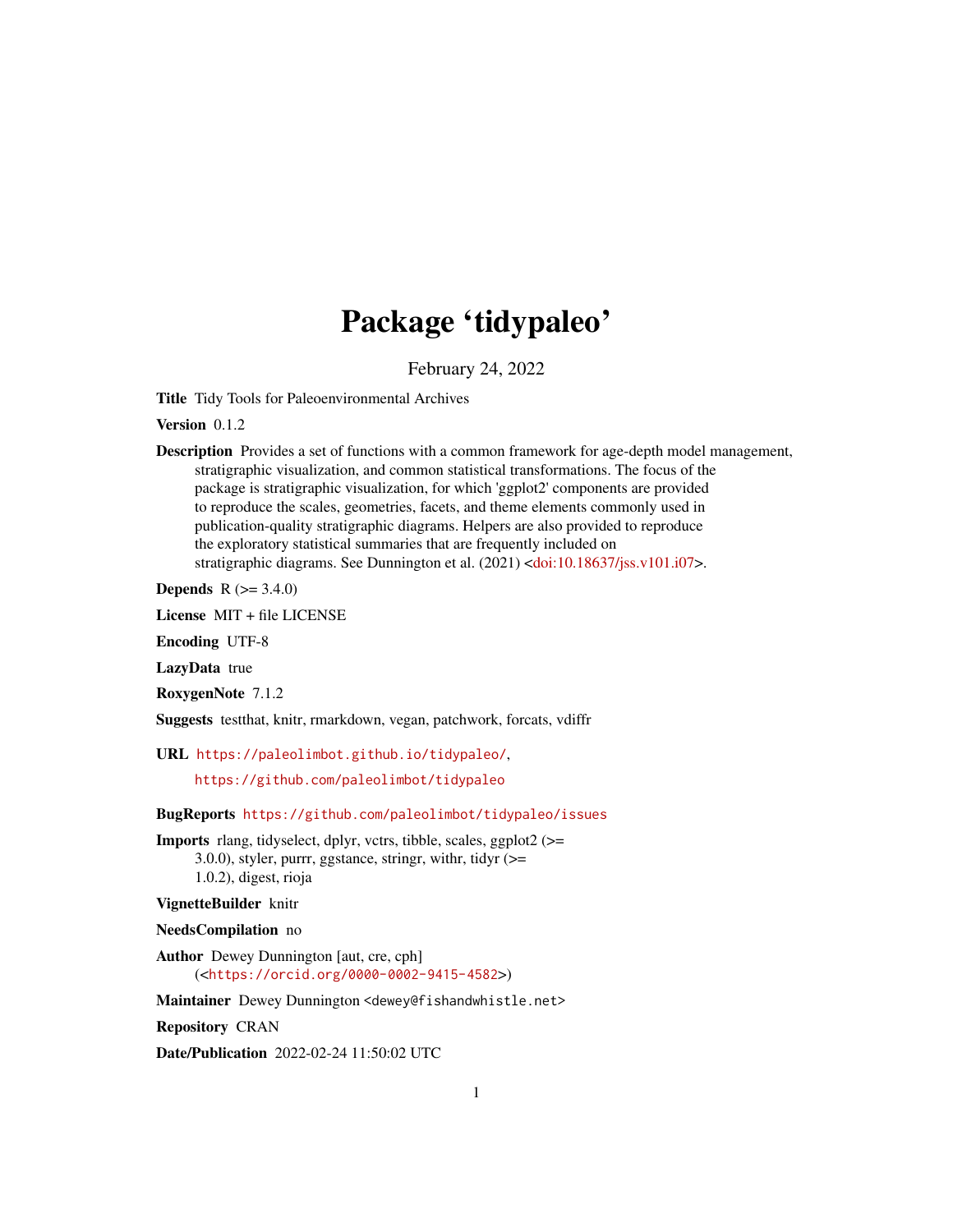# Package 'tidypaleo'

February 24, 2022

**Title** Tidy Tools for Paleoenvironmental Archives

**Version** 0.1.2

**Description** Provides a set of functions with a common framework for age-depth model management, stratigraphic visualization, and common statistical transformations. The focus of the package is stratigraphic visualization, for which 'ggplot2' components are provided to reproduce the scales, geometries, facets, and theme elements commonly used in publication-quality stratigraphic diagrams. Helpers are also provided to reproduce the exploratory statistical summaries that are frequently included on stratigraphic diagrams. See Dunnington et al. (2021) <doi:10.18637/jss.v101.i07>.

**Depends** R (>= 3.4.0)

**License** MIT + file LICENSE

**Encoding** UTF-8

**LazyData** true

**RoxygenNote** 7.1.2

**Suggests** testthat, knitr, rmarkdown, vegan, patchwork, forcats, vdiffr

**URL** https://paleolimbot.github.io/tidypaleo/, https://github.com/paleolimbot/tidypaleo

**BugReports** https://github.com/paleolimbot/tidypaleo/issues

**Imports** rlang, tidyselect, dplyr, vctrs, tibble, scales, ggplot2 (>= 3.0.0), styler, purrr, ggstance, stringr, withr, tidyr (>= 1.0.2), digest, rioja

**VignetteBuilder** knitr

**NeedsCompilation** no

**Author** Dewey Dunnington [aut, cre, cph] (<https://orcid.org/0000-0002-9415-4582>)

**Maintainer** Dewey Dunnington <dewey@fishandwhistle.net>

**Repository** CRAN

**Date/Publication** 2022-02-24 11:50:02 UTC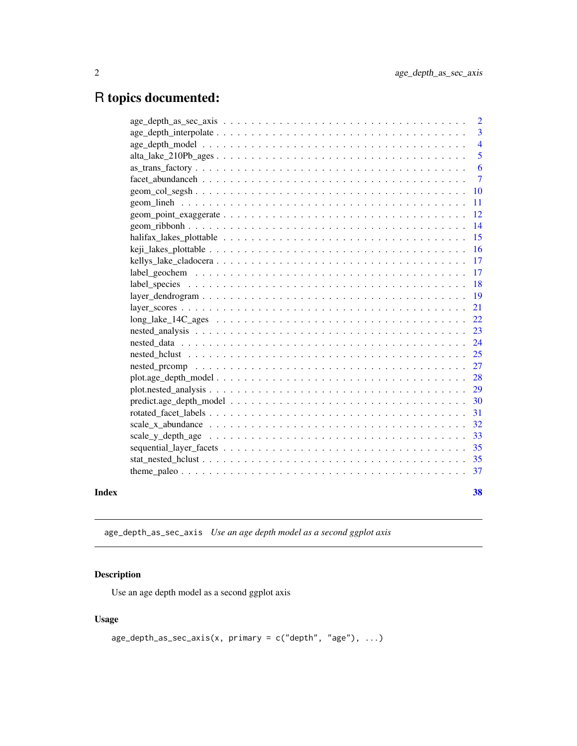# R topics documented:

| | |
|---|---|
| age_depth_as_sec_axis | 2 |
| age_depth_interpolate | 3 |
| age_depth_model | 4 |
| alta_lake_210Pb_ages | 5 |
| as_trans_factory | 6 |
| facet_abundanceh | 7 |
| geom_col_segsh | 10 |
| geom_lineh | 11 |
| geom_point_exaggerate | 12 |
| geom_ribbonh | 14 |
| halifax_lakes_plottable | 15 |
| keji_lakes_plottable | 16 |
| kellys_lake_cladocera | 17 |
| label_geochem | 17 |
| label_species | 18 |
| layer_dendrogram | 19 |
| layer_scores | 21 |
| long_lake_14C_ages | 22 |
| nested_analysis | 23 |
| nested_data | 24 |
| nested_hclust | 25 |
| nested_prcomp | 27 |
| plot.age_depth_model | 28 |
| plot.nested_analysis | 29 |
| predict.age_depth_model | 30 |
| rotated_facet_labels | 31 |
| scale_x_abundance | 32 |
| scale_y_depth_age | 33 |
| sequential_layer_facets | 35 |
| stat_nested_hclust | 35 |
| theme_paleo | 37 |

**Index** **38**

---

## age_depth_as_sec_axis *Use an age depth model as a second ggplot axis*

### Description

Use an age depth model as a second ggplot axis

### Usage

```
age_depth_as_sec_axis(x, primary = c("depth", "age"), ...)
```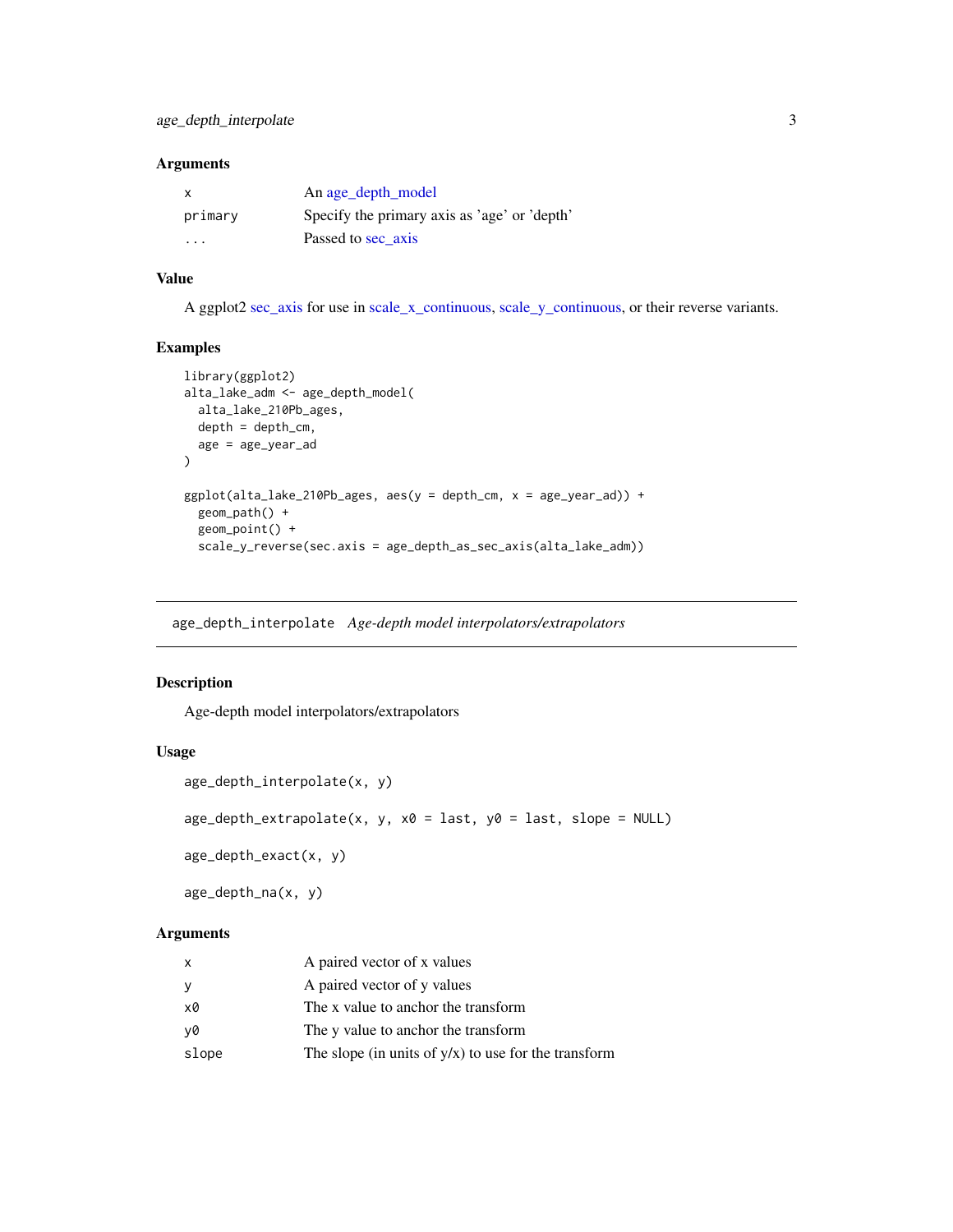### Arguments

| | |
|---|---|
| x | An age_depth_model |
| primary | Specify the primary axis as 'age' or 'depth' |
| ... | Passed to sec_axis |

### Value

A ggplot2 sec_axis for use in scale_x_continuous, scale_y_continuous, or their reverse variants.

### Examples

```
library(ggplot2)
alta_lake_adm <- age_depth_model(
  alta_lake_210Pb_ages,
  depth = depth_cm,
  age = age_year_ad
)

ggplot(alta_lake_210Pb_ages, aes(y = depth_cm, x = age_year_ad)) +
  geom_path() +
  geom_point() +
  scale_y_reverse(sec.axis = age_depth_as_sec_axis(alta_lake_adm))
```

---

## age_depth_interpolate *Age-depth model interpolators/extrapolators*

---

### Description

Age-depth model interpolators/extrapolators

### Usage

```
age_depth_interpolate(x, y)

age_depth_extrapolate(x, y, x0 = last, y0 = last, slope = NULL)

age_depth_exact(x, y)

age_depth_na(x, y)
```

### Arguments

| | |
|---|---|
| x | A paired vector of x values |
| y | A paired vector of y values |
| x0 | The x value to anchor the transform |
| y0 | The y value to anchor the transform |
| slope | The slope (in units of y/x) to use for the transform |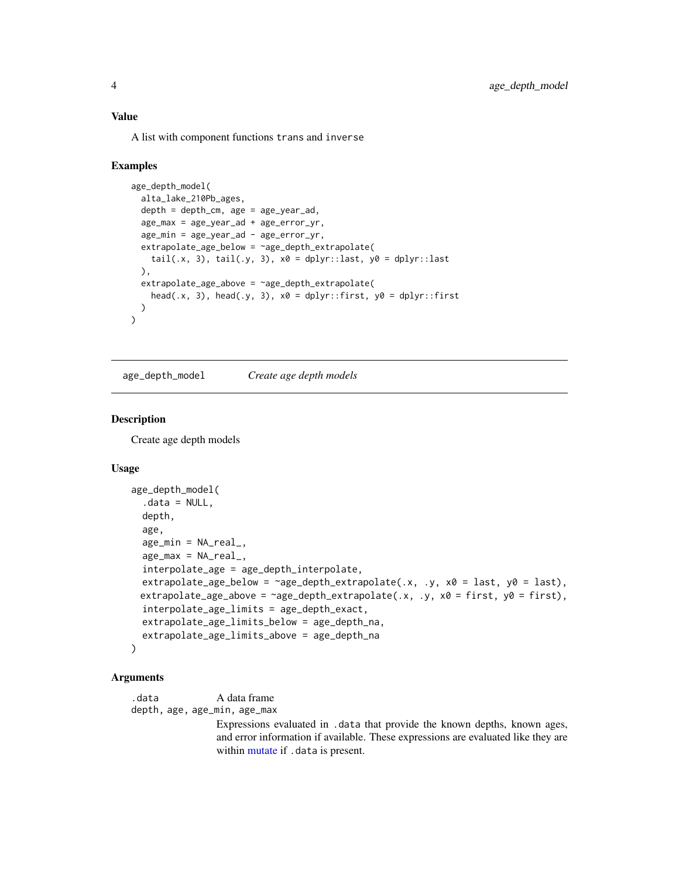### Value

A list with component functions `trans` and `inverse`

### Examples

```
age_depth_model(
  alta_lake_210Pb_ages,
  depth = depth_cm, age = age_year_ad,
  age_max = age_year_ad + age_error_yr,
  age_min = age_year_ad - age_error_yr,
  extrapolate_age_below = ~age_depth_extrapolate(
    tail(.x, 3), tail(.y, 3), x0 = dplyr::last, y0 = dplyr::last
  ),
  extrapolate_age_above = ~age_depth_extrapolate(
    head(.x, 3), head(.y, 3), x0 = dplyr::first, y0 = dplyr::first
  )
)
```

---

## age_depth_model &nbsp;&nbsp;&nbsp; *Create age depth models*

### Description

Create age depth models

### Usage

```
age_depth_model(
  .data = NULL,
  depth,
  age,
  age_min = NA_real_,
  age_max = NA_real_,
  interpolate_age = age_depth_interpolate,
  extrapolate_age_below = ~age_depth_extrapolate(.x, .y, x0 = last, y0 = last),
  extrapolate_age_above = ~age_depth_extrapolate(.x, .y, x0 = first, y0 = first),
  interpolate_age_limits = age_depth_exact,
  extrapolate_age_limits_below = age_depth_na,
  extrapolate_age_limits_above = age_depth_na
)
```

### Arguments

`.data` &nbsp;&nbsp; A data frame

`depth, age, age_min, age_max`
&nbsp;&nbsp; Expressions evaluated in `.data` that provide the known depths, known ages, and error information if available. These expressions are evaluated like they are within mutate if `.data` is present.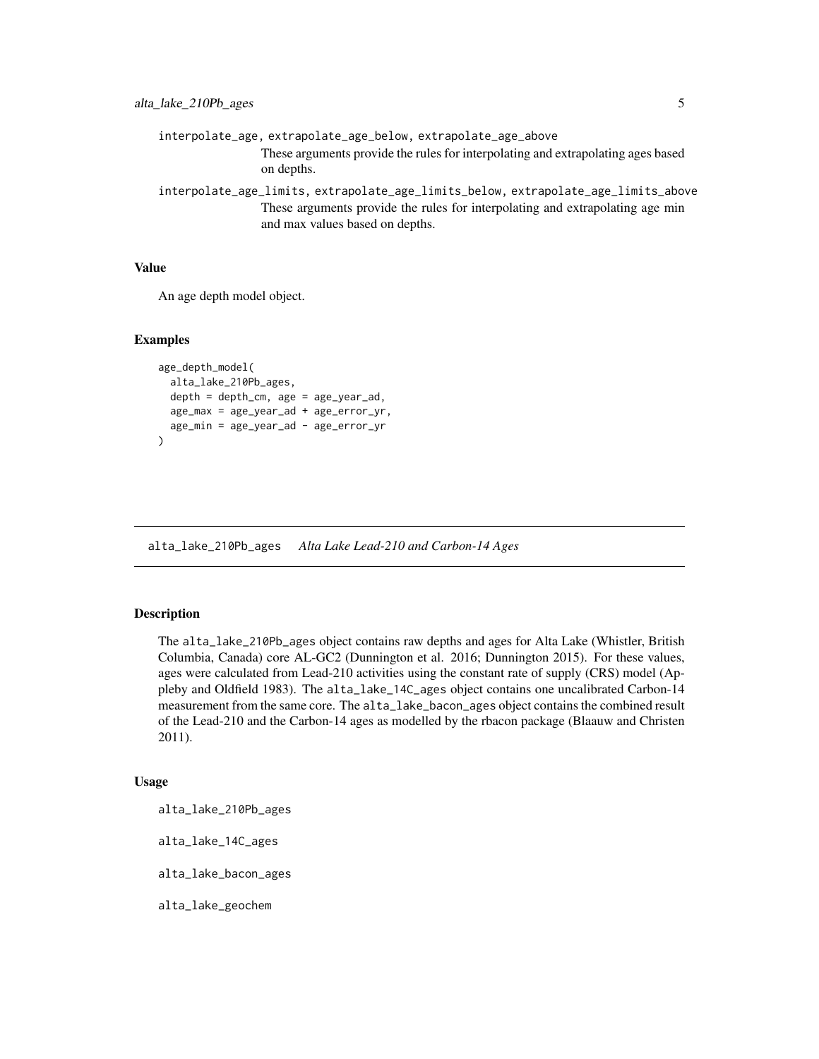`interpolate_age, extrapolate_age_below, extrapolate_age_above`
: These arguments provide the rules for interpolating and extrapolating ages based on depths.

`interpolate_age_limits, extrapolate_age_limits_below, extrapolate_age_limits_above`
: These arguments provide the rules for interpolating and extrapolating age min and max values based on depths.

### Value

An age depth model object.

### Examples

```
age_depth_model(
  alta_lake_210Pb_ages,
  depth = depth_cm, age = age_year_ad,
  age_max = age_year_ad + age_error_yr,
  age_min = age_year_ad - age_error_yr
)
```

---

## alta_lake_210Pb_ages *Alta Lake Lead-210 and Carbon-14 Ages*

---

### Description

The `alta_lake_210Pb_ages` object contains raw depths and ages for Alta Lake (Whistler, British Columbia, Canada) core AL-GC2 (Dunnington et al. 2016; Dunnington 2015). For these values, ages were calculated from Lead-210 activities using the constant rate of supply (CRS) model (Appleby and Oldfield 1983). The `alta_lake_14C_ages` object contains one uncalibrated Carbon-14 measurement from the same core. The `alta_lake_bacon_ages` object contains the combined result of the Lead-210 and the Carbon-14 ages as modelled by the rbacon package (Blaauw and Christen 2011).

### Usage

```
alta_lake_210Pb_ages

alta_lake_14C_ages

alta_lake_bacon_ages

alta_lake_geochem
```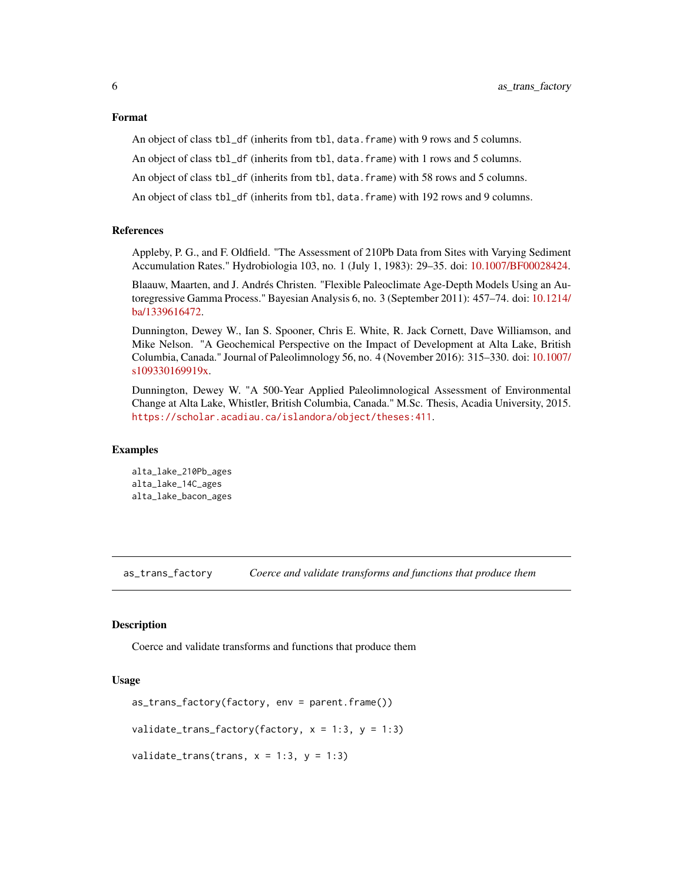### Format

An object of class `tbl_df` (inherits from `tbl`, `data.frame`) with 9 rows and 5 columns.

An object of class `tbl_df` (inherits from `tbl`, `data.frame`) with 1 rows and 5 columns.

An object of class `tbl_df` (inherits from `tbl`, `data.frame`) with 58 rows and 5 columns.

An object of class `tbl_df` (inherits from `tbl`, `data.frame`) with 192 rows and 9 columns.

### References

Appleby, P. G., and F. Oldfield. "The Assessment of 210Pb Data from Sites with Varying Sediment Accumulation Rates." Hydrobiologia 103, no. 1 (July 1, 1983): 29–35. doi: 10.1007/BF00028424.

Blaauw, Maarten, and J. Andrés Christen. "Flexible Paleoclimate Age-Depth Models Using an Autoregressive Gamma Process." Bayesian Analysis 6, no. 3 (September 2011): 457–74. doi: 10.1214/ba/1339616472.

Dunnington, Dewey W., Ian S. Spooner, Chris E. White, R. Jack Cornett, Dave Williamson, and Mike Nelson. "A Geochemical Perspective on the Impact of Development at Alta Lake, British Columbia, Canada." Journal of Paleolimnology 56, no. 4 (November 2016): 315–330. doi: 10.1007/s109330169919x.

Dunnington, Dewey W. "A 500-Year Applied Paleolimnological Assessment of Environmental Change at Alta Lake, Whistler, British Columbia, Canada." M.Sc. Thesis, Acadia University, 2015. `https://scholar.acadiau.ca/islandora/object/theses:411`.

### Examples

```
alta_lake_210Pb_ages
alta_lake_14C_ages
alta_lake_bacon_ages
```

---

## as_trans_factory — *Coerce and validate transforms and functions that produce them*

### Description

Coerce and validate transforms and functions that produce them

### Usage

```
as_trans_factory(factory, env = parent.frame())

validate_trans_factory(factory, x = 1:3, y = 1:3)

validate_trans(trans, x = 1:3, y = 1:3)
```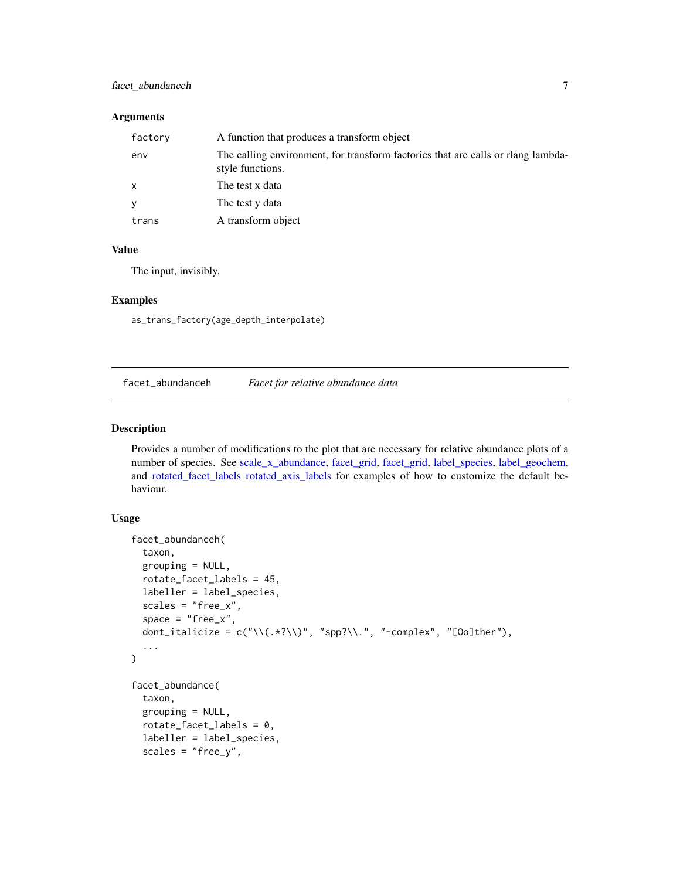### Arguments

| | |
|---|---|
| factory | A function that produces a transform object |
| env | The calling environment, for transform factories that are calls or rlang lambda-style functions. |
| x | The test x data |
| y | The test y data |
| trans | A transform object |

### Value

The input, invisibly.

### Examples

```
as_trans_factory(age_depth_interpolate)
```

---

## facet_abundanceh *Facet for relative abundance data*

### Description

Provides a number of modifications to the plot that are necessary for relative abundance plots of a number of species. See scale_x_abundance, facet_grid, facet_grid, label_species, label_geochem, and rotated_facet_labels rotated_axis_labels for examples of how to customize the default behaviour.

### Usage

```
facet_abundanceh(
  taxon,
  grouping = NULL,
  rotate_facet_labels = 45,
  labeller = label_species,
  scales = "free_x",
  space = "free_x",
  dont_italicize = c("\\(.*?\\)", "spp?\\.", "-complex", "[Oo]ther"),
  ...
)

facet_abundance(
  taxon,
  grouping = NULL,
  rotate_facet_labels = 0,
  labeller = label_species,
  scales = "free_y",
```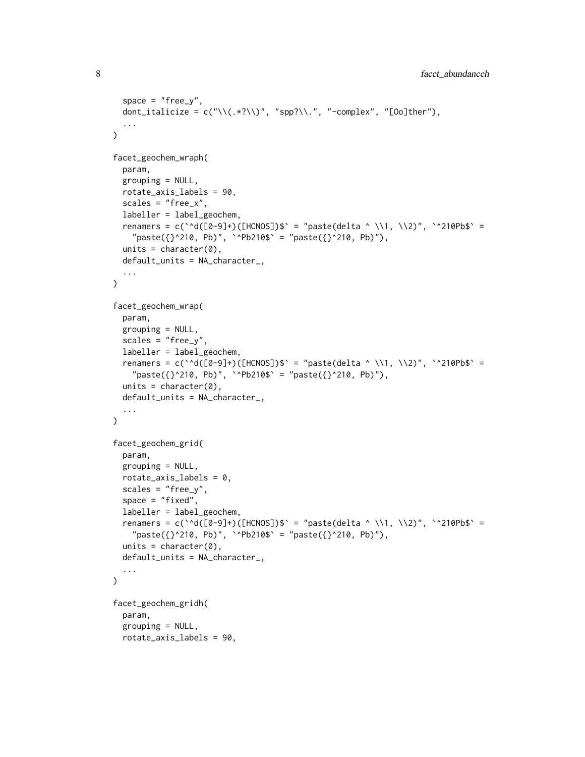```
  space = "free_y",
  dont_italicize = c("\\(.*?\\)", "spp?\\.", "-complex", "[Oo]ther"),
  ...
)

facet_geochem_wraph(
  param,
  grouping = NULL,
  rotate_axis_labels = 90,
  scales = "free_x",
  labeller = label_geochem,
  renamers = c(`^d([0-9]+)([HCNOS])$` = "paste(delta ^ \\1, \\2)", `^210Pb$` =
    "paste({}^210, Pb)", `^Pb210$` = "paste({}^210, Pb)"),
  units = character(0),
  default_units = NA_character_,
  ...
)

facet_geochem_wrap(
  param,
  grouping = NULL,
  scales = "free_y",
  labeller = label_geochem,
  renamers = c(`^d([0-9]+)([HCNOS])$` = "paste(delta ^ \\1, \\2)", `^210Pb$` =
    "paste({}^210, Pb)", `^Pb210$` = "paste({}^210, Pb)"),
  units = character(0),
  default_units = NA_character_,
  ...
)

facet_geochem_grid(
  param,
  grouping = NULL,
  rotate_axis_labels = 0,
  scales = "free_y",
  space = "fixed",
  labeller = label_geochem,
  renamers = c(`^d([0-9]+)([HCNOS])$` = "paste(delta ^ \\1, \\2)", `^210Pb$` =
    "paste({}^210, Pb)", `^Pb210$` = "paste({}^210, Pb)"),
  units = character(0),
  default_units = NA_character_,
  ...
)

facet_geochem_gridh(
  param,
  grouping = NULL,
  rotate_axis_labels = 90,
```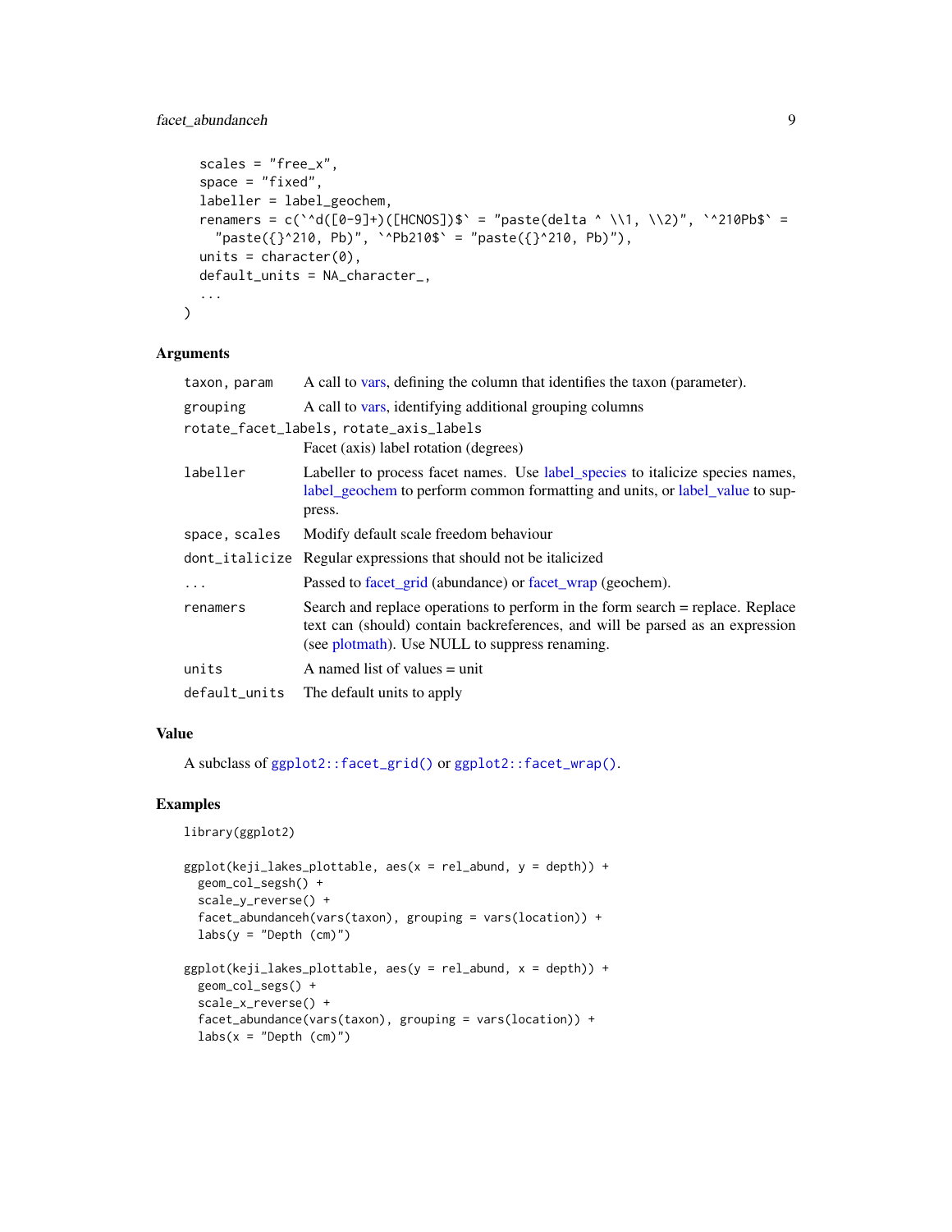```
  scales = "free_x",
  space = "fixed",
  labeller = label_geochem,
  renamers = c(`^d([0-9]+)([HCNOS])$` = "paste(delta ^ \\1, \\2)", `^210Pb$` =
    "paste({}^210, Pb)", `^Pb210$` = "paste({}^210, Pb)"),
  units = character(0),
  default_units = NA_character_,
  ...
)
```

## Arguments

| Argument | Description |
|---|---|
| `taxon, param` | A call to vars, defining the column that identifies the taxon (parameter). |
| `grouping` | A call to vars, identifying additional grouping columns |
| `rotate_facet_labels, rotate_axis_labels` | Facet (axis) label rotation (degrees) |
| `labeller` | Labeller to process facet names. Use label_species to italicize species names, label_geochem to perform common formatting and units, or label_value to suppress. |
| `space, scales` | Modify default scale freedom behaviour |
| `dont_italicize` | Regular expressions that should not be italicized |
| `...` | Passed to facet_grid (abundance) or facet_wrap (geochem). |
| `renamers` | Search and replace operations to perform in the form search = replace. Replace text can (should) contain backreferences, and will be parsed as an expression (see plotmath). Use NULL to suppress renaming. |
| `units` | A named list of values = unit |
| `default_units` | The default units to apply |

## Value

A subclass of `ggplot2::facet_grid()` or `ggplot2::facet_wrap()`.

## Examples

```
library(ggplot2)

ggplot(keji_lakes_plottable, aes(x = rel_abund, y = depth)) +
  geom_col_segsh() +
  scale_y_reverse() +
  facet_abundanceh(vars(taxon), grouping = vars(location)) +
  labs(y = "Depth (cm)")

ggplot(keji_lakes_plottable, aes(y = rel_abund, x = depth)) +
  geom_col_segs() +
  scale_x_reverse() +
  facet_abundance(vars(taxon), grouping = vars(location)) +
  labs(x = "Depth (cm)")
```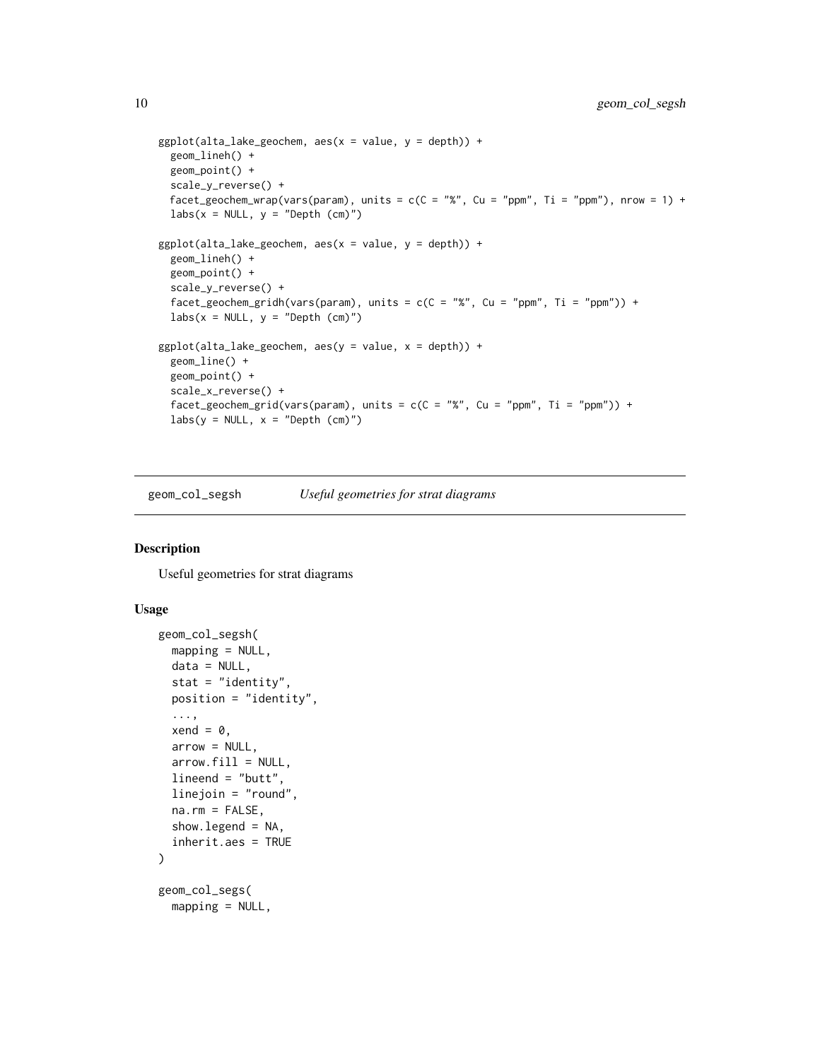```
ggplot(alta_lake_geochem, aes(x = value, y = depth)) +
  geom_lineh() +
  geom_point() +
  scale_y_reverse() +
  facet_geochem_wrap(vars(param), units = c(C = "%", Cu = "ppm", Ti = "ppm"), nrow = 1) +
  labs(x = NULL, y = "Depth (cm)")

ggplot(alta_lake_geochem, aes(x = value, y = depth)) +
  geom_lineh() +
  geom_point() +
  scale_y_reverse() +
  facet_geochem_gridh(vars(param), units = c(C = "%", Cu = "ppm", Ti = "ppm")) +
  labs(x = NULL, y = "Depth (cm)")

ggplot(alta_lake_geochem, aes(y = value, x = depth)) +
  geom_line() +
  geom_point() +
  scale_x_reverse() +
  facet_geochem_grid(vars(param), units = c(C = "%", Cu = "ppm", Ti = "ppm")) +
  labs(y = NULL, x = "Depth (cm)")
```

## geom_col_segsh — *Useful geometries for strat diagrams*

### Description

Useful geometries for strat diagrams

### Usage

```
geom_col_segsh(
  mapping = NULL,
  data = NULL,
  stat = "identity",
  position = "identity",
  ...,
  xend = 0,
  arrow = NULL,
  arrow.fill = NULL,
  lineend = "butt",
  linejoin = "round",
  na.rm = FALSE,
  show.legend = NA,
  inherit.aes = TRUE
)

geom_col_segs(
  mapping = NULL,
```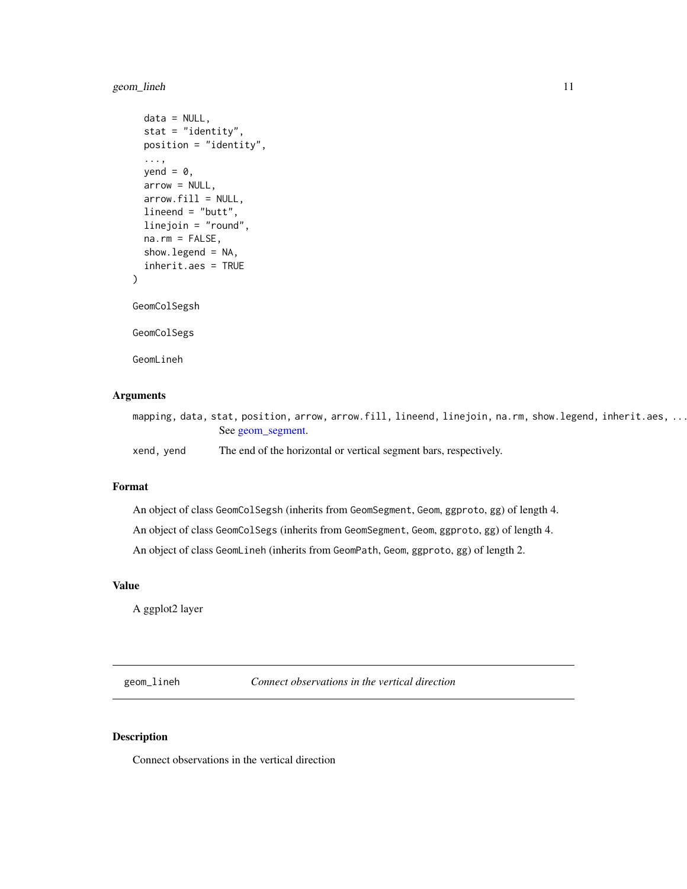```
  data = NULL,
  stat = "identity",
  position = "identity",
  ...,
  yend = 0,
  arrow = NULL,
  arrow.fill = NULL,
  lineend = "butt",
  linejoin = "round",
  na.rm = FALSE,
  show.legend = NA,
  inherit.aes = TRUE
)

GeomColSegsh

GeomColSegs

GeomLineh
```

### Arguments

`mapping, data, stat, position, arrow, arrow.fill, lineend, linejoin, na.rm, show.legend, inherit.aes, ...`
: See geom_segment.

`xend, yend`
: The end of the horizontal or vertical segment bars, respectively.

### Format

An object of class `GeomColSegsh` (inherits from `GeomSegment`, `Geom`, `ggproto`, `gg`) of length 4.

An object of class `GeomColSegs` (inherits from `GeomSegment`, `Geom`, `ggproto`, `gg`) of length 4.

An object of class `GeomLineh` (inherits from `GeomPath`, `Geom`, `ggproto`, `gg`) of length 2.

### Value

A ggplot2 layer

---

## geom_lineh — *Connect observations in the vertical direction*

### Description

Connect observations in the vertical direction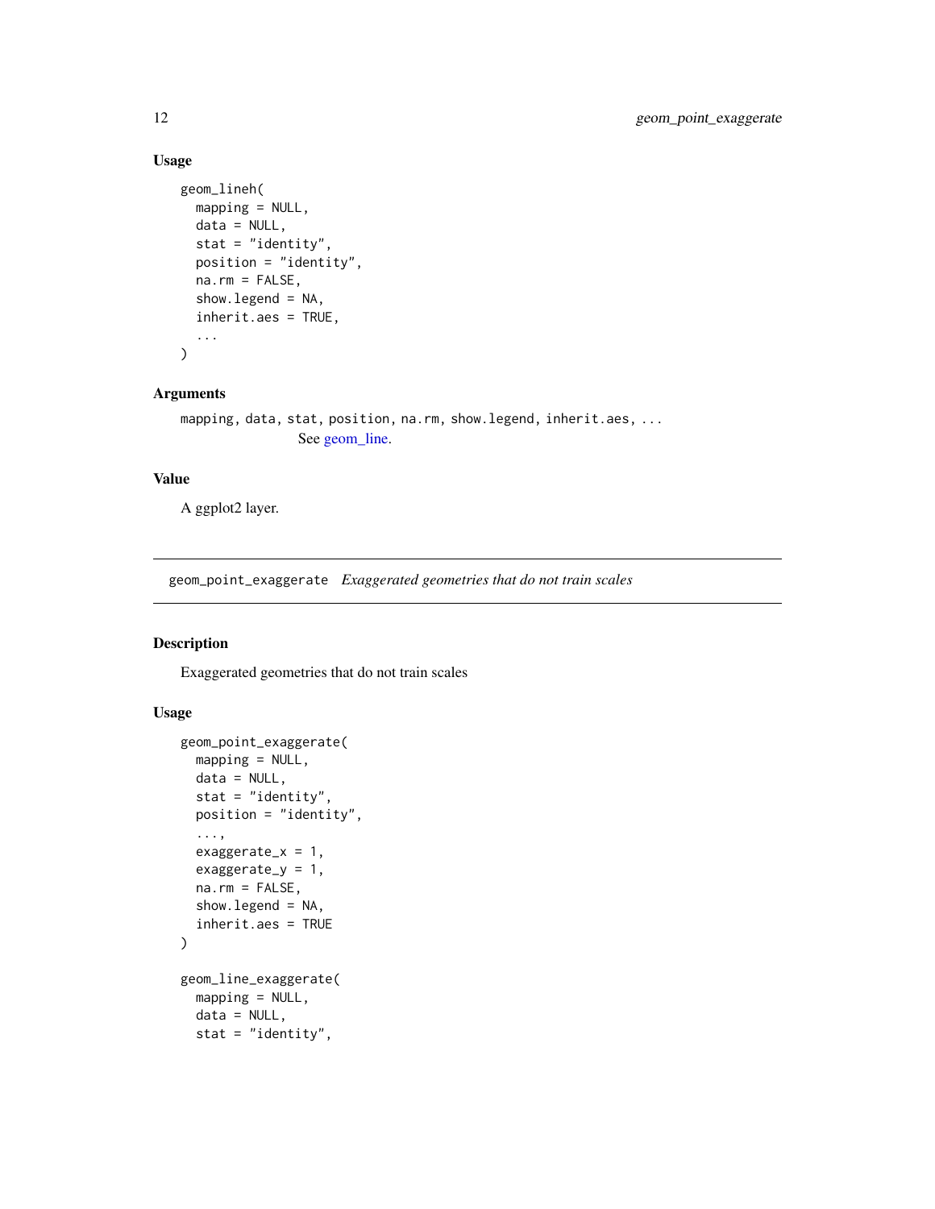### Usage

```
geom_lineh(
  mapping = NULL,
  data = NULL,
  stat = "identity",
  position = "identity",
  na.rm = FALSE,
  show.legend = NA,
  inherit.aes = TRUE,
  ...
)
```

### Arguments

`mapping, data, stat, position, na.rm, show.legend, inherit.aes, ...`
: See geom_line.

### Value

A ggplot2 layer.

---

## geom_point_exaggerate *Exaggerated geometries that do not train scales*

### Description

Exaggerated geometries that do not train scales

### Usage

```
geom_point_exaggerate(
  mapping = NULL,
  data = NULL,
  stat = "identity",
  position = "identity",
  ...,
  exaggerate_x = 1,
  exaggerate_y = 1,
  na.rm = FALSE,
  show.legend = NA,
  inherit.aes = TRUE
)

geom_line_exaggerate(
  mapping = NULL,
  data = NULL,
  stat = "identity",
```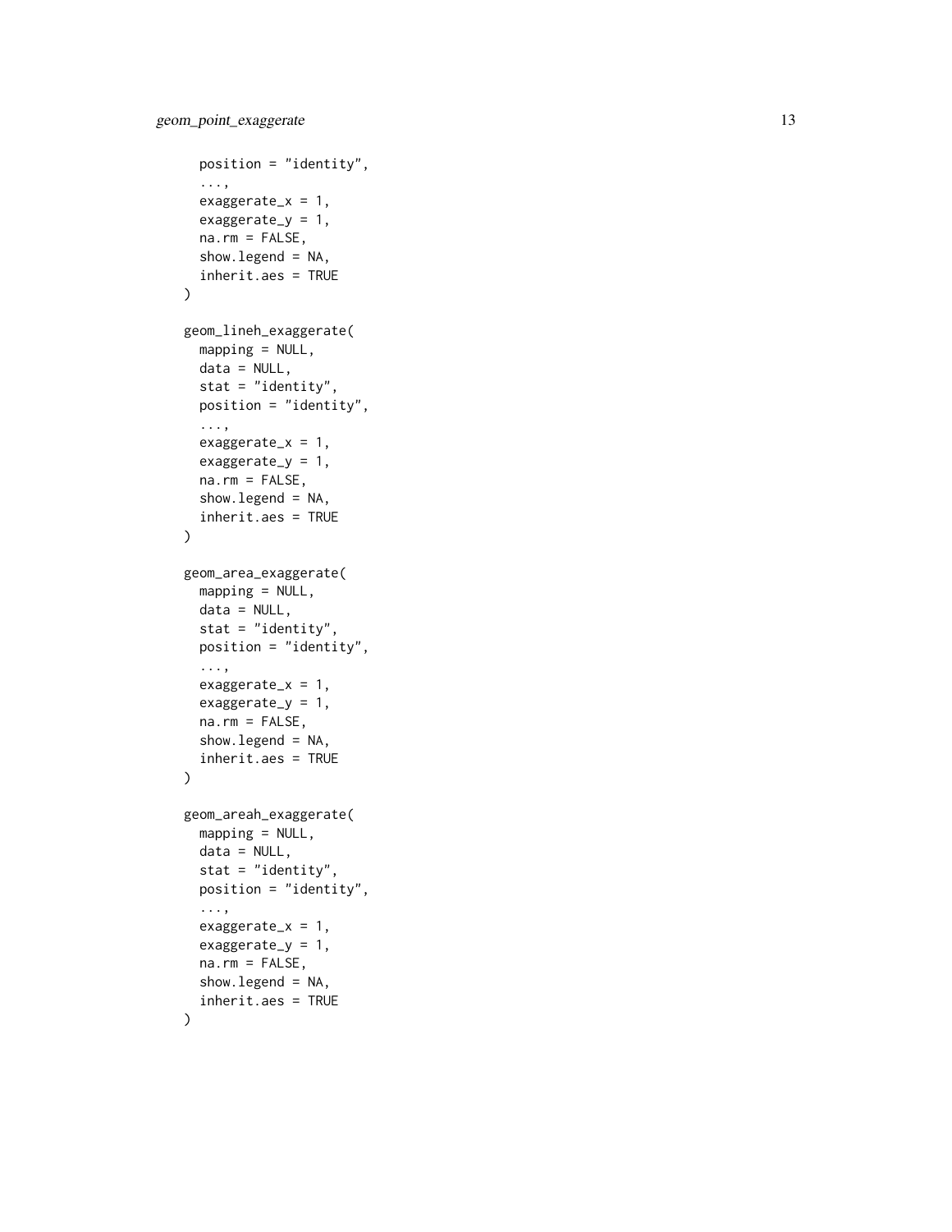```
  position = "identity",
  ...,
  exaggerate_x = 1,
  exaggerate_y = 1,
  na.rm = FALSE,
  show.legend = NA,
  inherit.aes = TRUE
)

geom_lineh_exaggerate(
  mapping = NULL,
  data = NULL,
  stat = "identity",
  position = "identity",
  ...,
  exaggerate_x = 1,
  exaggerate_y = 1,
  na.rm = FALSE,
  show.legend = NA,
  inherit.aes = TRUE
)

geom_area_exaggerate(
  mapping = NULL,
  data = NULL,
  stat = "identity",
  position = "identity",
  ...,
  exaggerate_x = 1,
  exaggerate_y = 1,
  na.rm = FALSE,
  show.legend = NA,
  inherit.aes = TRUE
)

geom_areah_exaggerate(
  mapping = NULL,
  data = NULL,
  stat = "identity",
  position = "identity",
  ...,
  exaggerate_x = 1,
  exaggerate_y = 1,
  na.rm = FALSE,
  show.legend = NA,
  inherit.aes = TRUE
)
```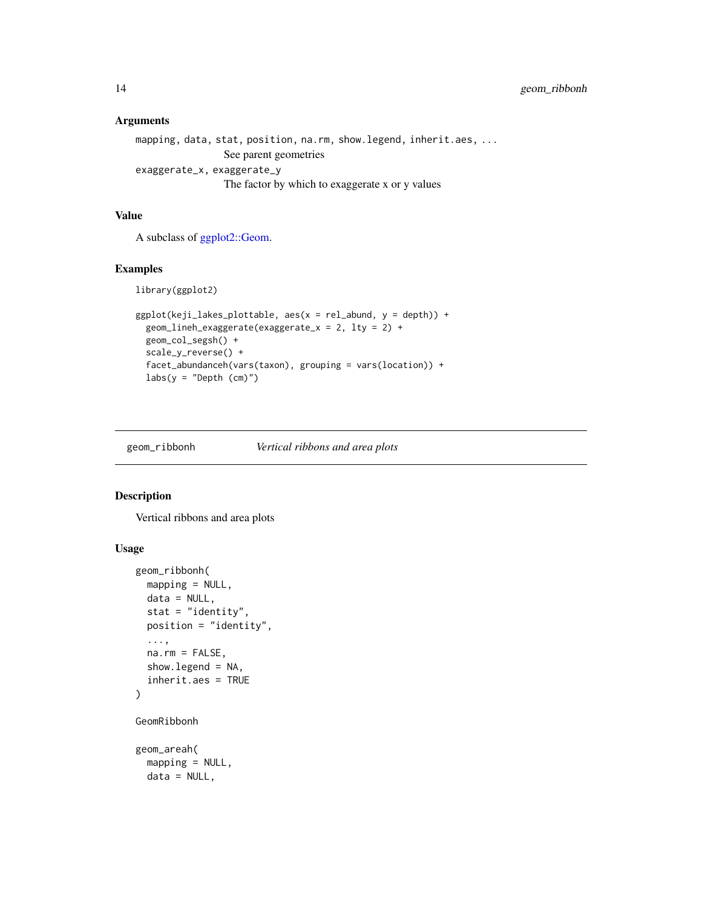### Arguments

`mapping, data, stat, position, na.rm, show.legend, inherit.aes, ...`
: See parent geometries

`exaggerate_x, exaggerate_y`
: The factor by which to exaggerate x or y values

### Value

A subclass of ggplot2::Geom.

### Examples

```
library(ggplot2)

ggplot(keji_lakes_plottable, aes(x = rel_abund, y = depth)) +
  geom_lineh_exaggerate(exaggerate_x = 2, lty = 2) +
  geom_col_segsh() +
  scale_y_reverse() +
  facet_abundanceh(vars(taxon), grouping = vars(location)) +
  labs(y = "Depth (cm)")
```

---

## geom_ribbonh — *Vertical ribbons and area plots*

### Description

Vertical ribbons and area plots

### Usage

```
geom_ribbonh(
  mapping = NULL,
  data = NULL,
  stat = "identity",
  position = "identity",
  ...,
  na.rm = FALSE,
  show.legend = NA,
  inherit.aes = TRUE
)

GeomRibbonh

geom_areah(
  mapping = NULL,
  data = NULL,
```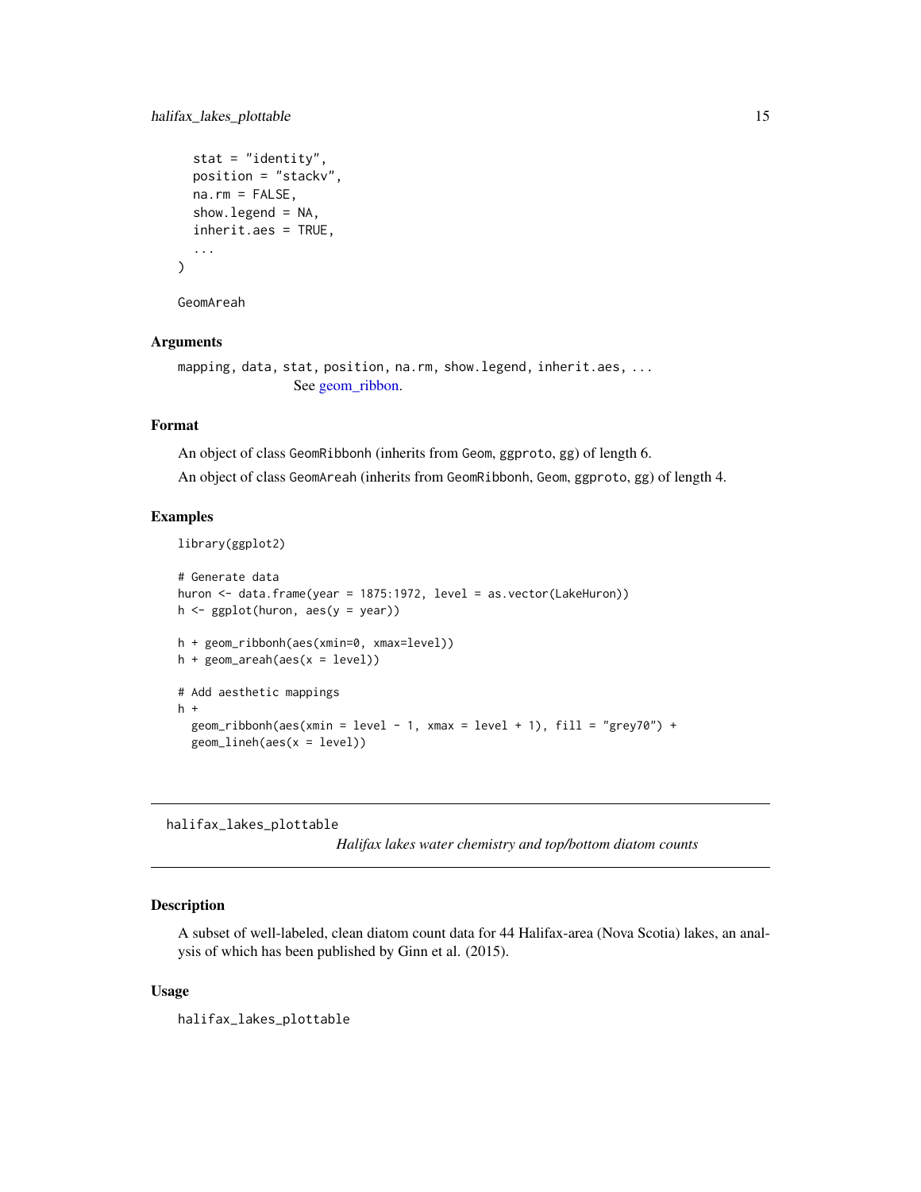```
  stat = "identity",
  position = "stackv",
  na.rm = FALSE,
  show.legend = NA,
  inherit.aes = TRUE,
  ...
)

GeomAreah
```

### Arguments

`mapping, data, stat, position, na.rm, show.legend, inherit.aes, ...`
See geom_ribbon.

### Format

An object of class GeomRibbonh (inherits from Geom, ggproto, gg) of length 6.

An object of class GeomAreah (inherits from GeomRibbonh, Geom, ggproto, gg) of length 4.

### Examples

```
library(ggplot2)

# Generate data
huron <- data.frame(year = 1875:1972, level = as.vector(LakeHuron))
h <- ggplot(huron, aes(y = year))

h + geom_ribbonh(aes(xmin=0, xmax=level))
h + geom_areah(aes(x = level))

# Add aesthetic mappings
h +
  geom_ribbonh(aes(xmin = level - 1, xmax = level + 1), fill = "grey70") +
  geom_lineh(aes(x = level))
```

---

## halifax_lakes_plottable

*Halifax lakes water chemistry and top/bottom diatom counts*

---

### Description

A subset of well-labeled, clean diatom count data for 44 Halifax-area (Nova Scotia) lakes, an analysis of which has been published by Ginn et al. (2015).

### Usage

```
halifax_lakes_plottable
```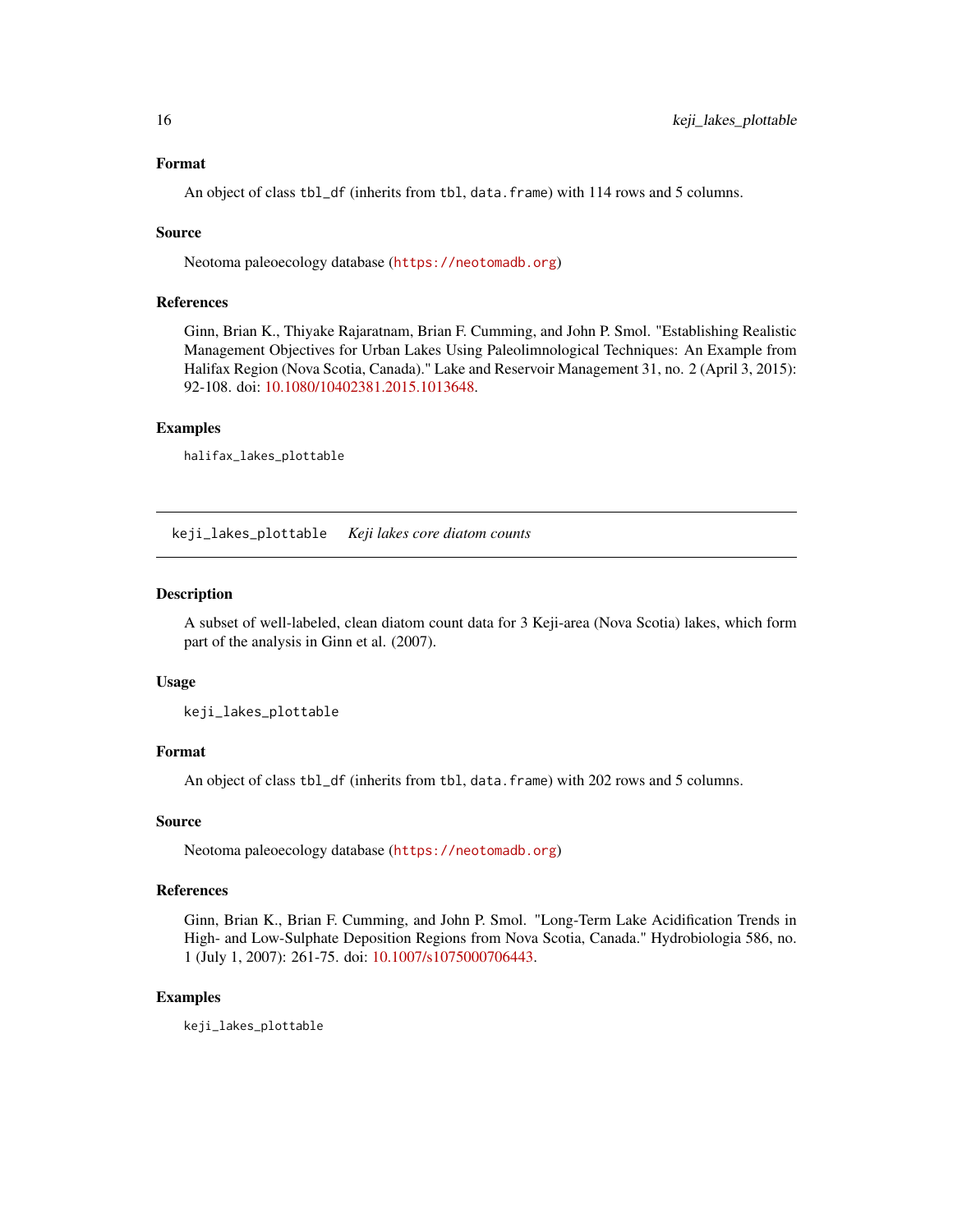### Format

An object of class `tbl_df` (inherits from `tbl`, `data.frame`) with 114 rows and 5 columns.

### Source

Neotoma paleoecology database (https://neotomadb.org)

### References

Ginn, Brian K., Thiyake Rajaratnam, Brian F. Cumming, and John P. Smol. "Establishing Realistic Management Objectives for Urban Lakes Using Paleolimnological Techniques: An Example from Halifax Region (Nova Scotia, Canada)." Lake and Reservoir Management 31, no. 2 (April 3, 2015): 92-108. doi: 10.1080/10402381.2015.1013648.

### Examples

```
halifax_lakes_plottable
```

---

## keji_lakes_plottable — *Keji lakes core diatom counts*

### Description

A subset of well-labeled, clean diatom count data for 3 Keji-area (Nova Scotia) lakes, which form part of the analysis in Ginn et al. (2007).

### Usage

```
keji_lakes_plottable
```

### Format

An object of class `tbl_df` (inherits from `tbl`, `data.frame`) with 202 rows and 5 columns.

### Source

Neotoma paleoecology database (https://neotomadb.org)

### References

Ginn, Brian K., Brian F. Cumming, and John P. Smol. "Long-Term Lake Acidification Trends in High- and Low-Sulphate Deposition Regions from Nova Scotia, Canada." Hydrobiologia 586, no. 1 (July 1, 2007): 261-75. doi: 10.1007/s1075000706443.

### Examples

```
keji_lakes_plottable
```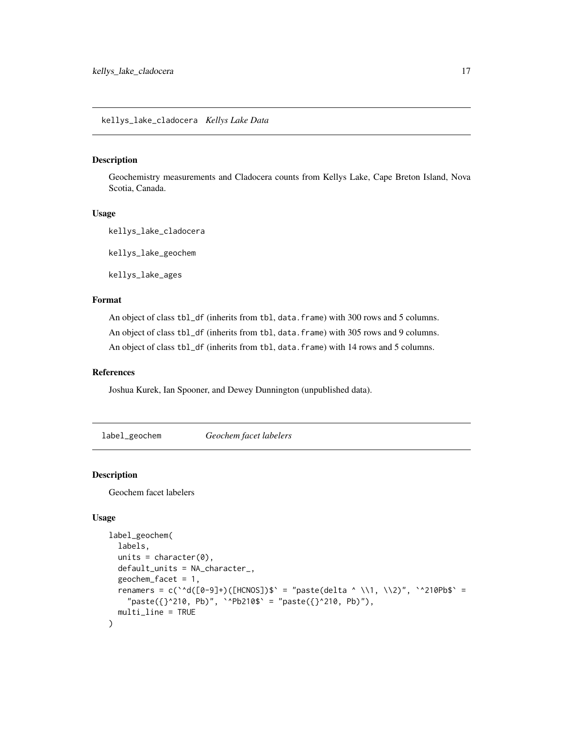## kellys_lake_cladocera *Kellys Lake Data*

### Description

Geochemistry measurements and Cladocera counts from Kellys Lake, Cape Breton Island, Nova Scotia, Canada.

### Usage

```
kellys_lake_cladocera

kellys_lake_geochem

kellys_lake_ages
```

### Format

An object of class `tbl_df` (inherits from `tbl`, `data.frame`) with 300 rows and 5 columns.

An object of class `tbl_df` (inherits from `tbl`, `data.frame`) with 305 rows and 9 columns.

An object of class `tbl_df` (inherits from `tbl`, `data.frame`) with 14 rows and 5 columns.

### References

Joshua Kurek, Ian Spooner, and Dewey Dunnington (unpublished data).

## label_geochem *Geochem facet labelers*

### Description

Geochem facet labelers

### Usage

```
label_geochem(
  labels,
  units = character(0),
  default_units = NA_character_,
  geochem_facet = 1,
  renamers = c(`^d([0-9]+)([HCNOS])$` = "paste(delta ^ \\1, \\2)", `^210Pb$` =
    "paste({}^210, Pb)", `^Pb210$` = "paste({}^210, Pb)"),
  multi_line = TRUE
)
```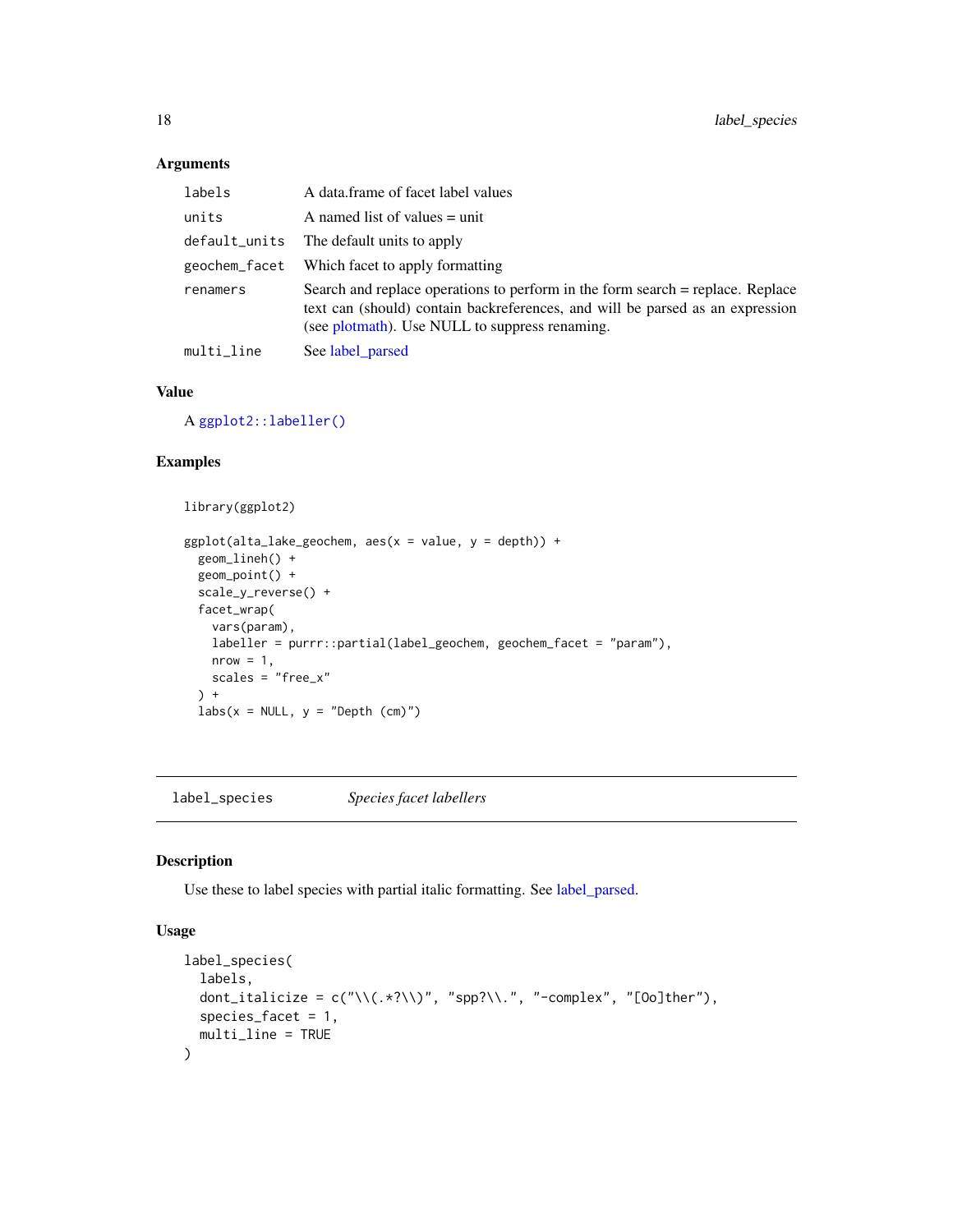### Arguments

| | |
|---|---|
| labels | A data.frame of facet label values |
| units | A named list of values = unit |
| default_units | The default units to apply |
| geochem_facet | Which facet to apply formatting |
| renamers | Search and replace operations to perform in the form search = replace. Replace text can (should) contain backreferences, and will be parsed as an expression (see plotmath). Use NULL to suppress renaming. |
| multi_line | See label_parsed |

### Value

A `ggplot2::labeller()`

### Examples

```
library(ggplot2)

ggplot(alta_lake_geochem, aes(x = value, y = depth)) +
  geom_lineh() +
  geom_point() +
  scale_y_reverse() +
  facet_wrap(
    vars(param),
    labeller = purrr::partial(label_geochem, geochem_facet = "param"),
    nrow = 1,
    scales = "free_x"
  ) +
  labs(x = NULL, y = "Depth (cm)")
```

---

## label_species *Species facet labellers*

---

### Description

Use these to label species with partial italic formatting. See label_parsed.

### Usage

```
label_species(
  labels,
  dont_italicize = c("\\(.*?\\)", "spp?\\.", "-complex", "[Oo]ther"),
  species_facet = 1,
  multi_line = TRUE
)
```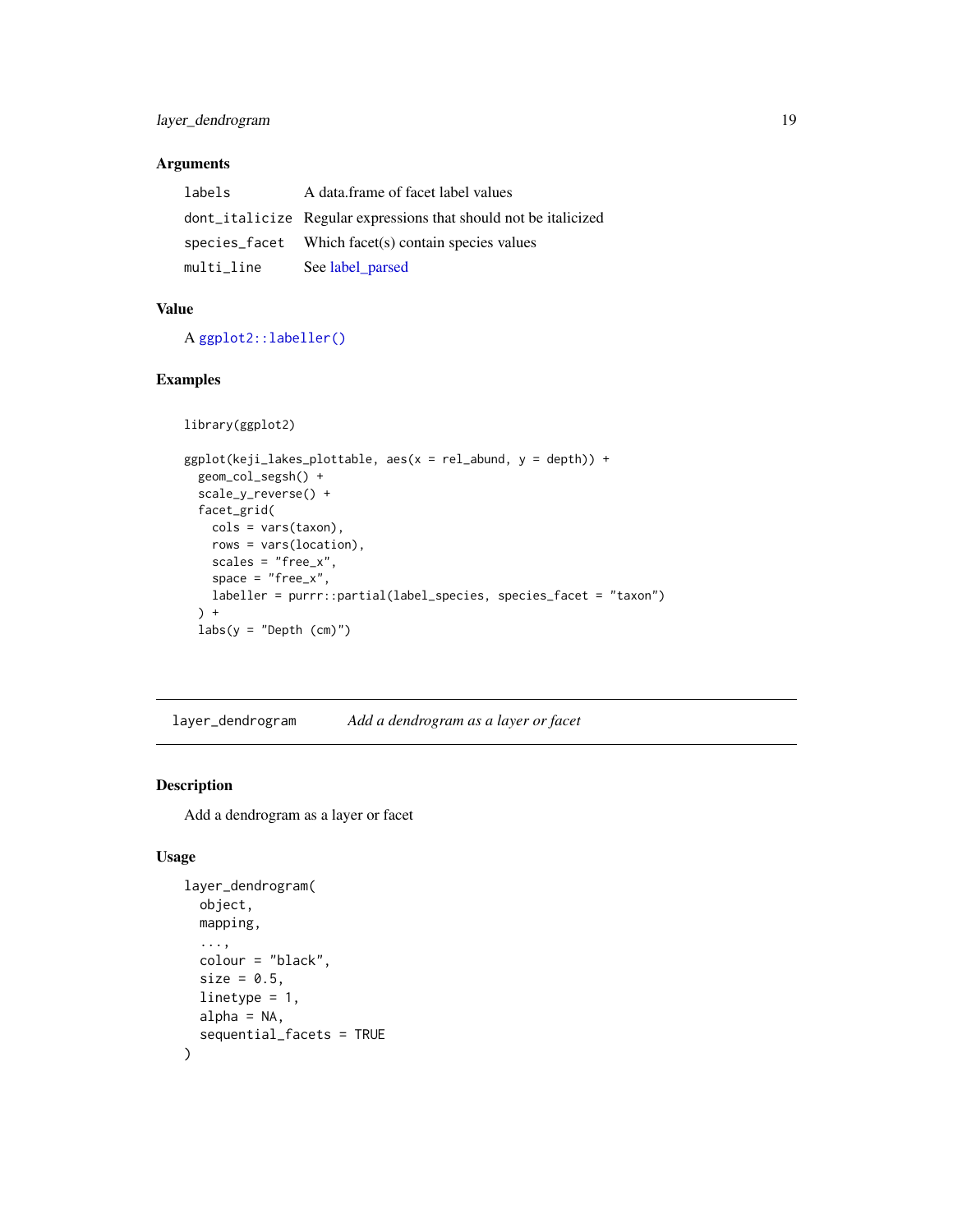### Arguments

| | |
|---|---|
| `labels` | A data.frame of facet label values |
| `dont_italicize` | Regular expressions that should not be italicized |
| `species_facet` | Which facet(s) contain species values |
| `multi_line` | See label_parsed |

### Value

A `ggplot2::labeller()`

### Examples

```
library(ggplot2)

ggplot(keji_lakes_plottable, aes(x = rel_abund, y = depth)) +
  geom_col_segsh() +
  scale_y_reverse() +
  facet_grid(
    cols = vars(taxon),
    rows = vars(location),
    scales = "free_x",
    space = "free_x",
    labeller = purrr::partial(label_species, species_facet = "taxon")
  ) +
  labs(y = "Depth (cm)")
```

---

## `layer_dendrogram` *Add a dendrogram as a layer or facet*

### Description

Add a dendrogram as a layer or facet

### Usage

```
layer_dendrogram(
  object,
  mapping,
  ...,
  colour = "black",
  size = 0.5,
  linetype = 1,
  alpha = NA,
  sequential_facets = TRUE
)
```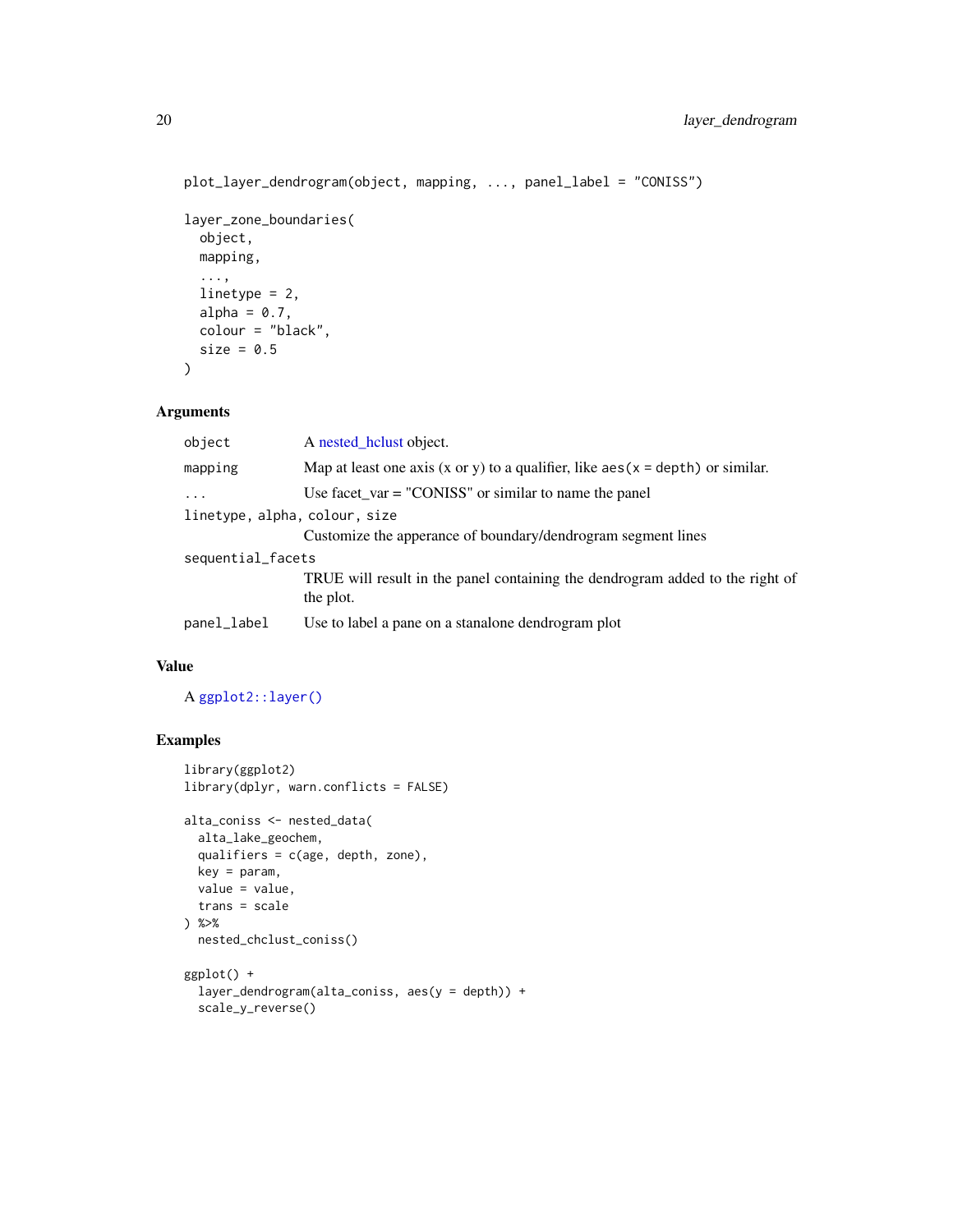```
plot_layer_dendrogram(object, mapping, ..., panel_label = "CONISS")

layer_zone_boundaries(
  object,
  mapping,
  ...,
  linetype = 2,
  alpha = 0.7,
  colour = "black",
  size = 0.5
)
```

## Arguments

| | |
|---|---|
| `object` | A nested_hclust object. |
| `mapping` | Map at least one axis (x or y) to a qualifier, like `aes(x = depth)` or similar. |
| `...` | Use facet_var = "CONISS" or similar to name the panel |
| `linetype, alpha, colour, size` | Customize the apperance of boundary/dendrogram segment lines |
| `sequential_facets` | TRUE will result in the panel containing the dendrogram added to the right of the plot. |
| `panel_label` | Use to label a pane on a stanalone dendrogram plot |

## Value

A `ggplot2::layer()`

## Examples

```
library(ggplot2)
library(dplyr, warn.conflicts = FALSE)

alta_coniss <- nested_data(
  alta_lake_geochem,
  qualifiers = c(age, depth, zone),
  key = param,
  value = value,
  trans = scale
) %>%
  nested_chclust_coniss()

ggplot() +
  layer_dendrogram(alta_coniss, aes(y = depth)) +
  scale_y_reverse()
```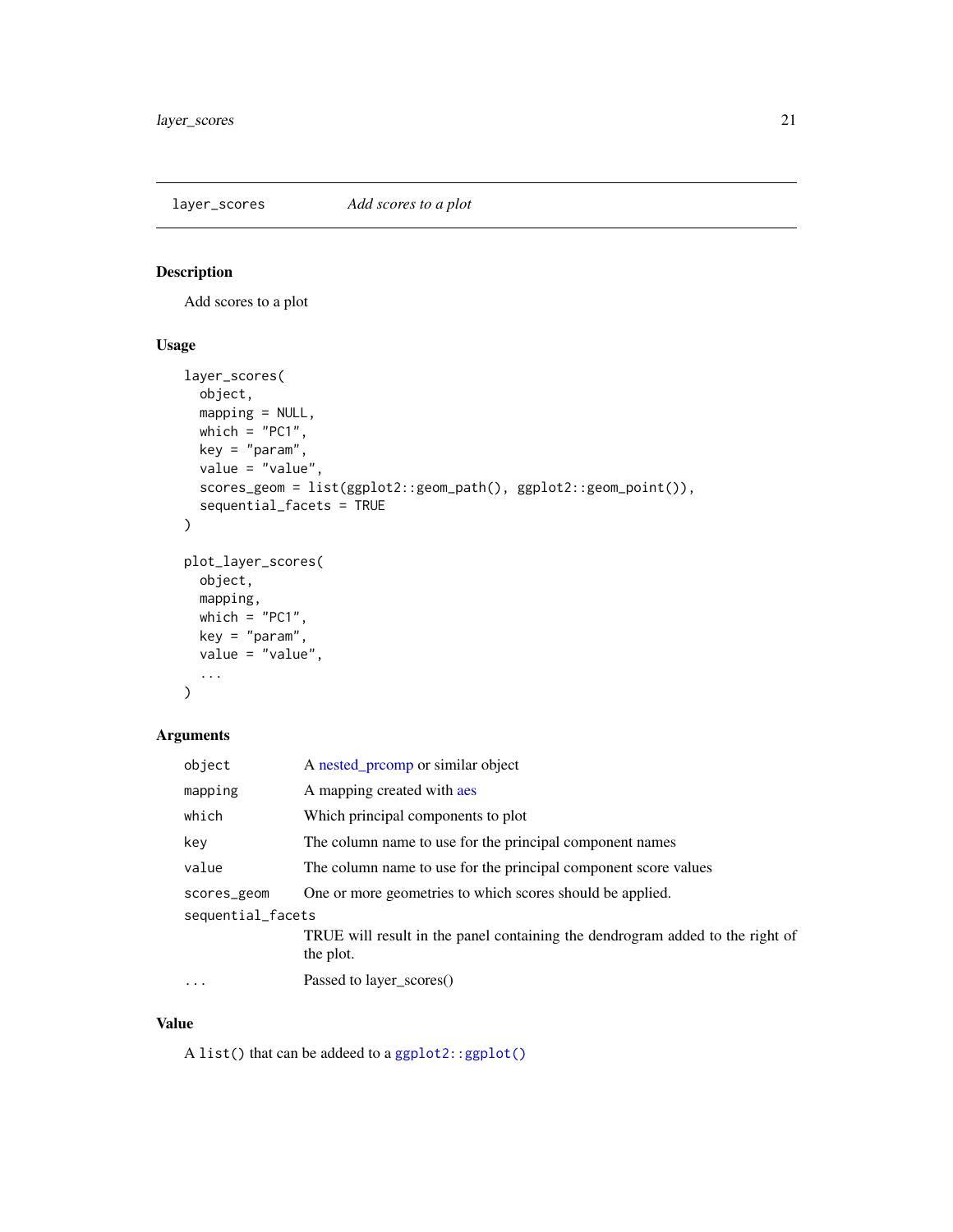# layer_scores — *Add scores to a plot*

## Description

Add scores to a plot

## Usage

```
layer_scores(
  object,
  mapping = NULL,
  which = "PC1",
  key = "param",
  value = "value",
  scores_geom = list(ggplot2::geom_path(), ggplot2::geom_point()),
  sequential_facets = TRUE
)

plot_layer_scores(
  object,
  mapping,
  which = "PC1",
  key = "param",
  value = "value",
  ...
)
```

## Arguments

| | |
|---|---|
| `object` | A nested_prcomp or similar object |
| `mapping` | A mapping created with aes |
| `which` | Which principal components to plot |
| `key` | The column name to use for the principal component names |
| `value` | The column name to use for the principal component score values |
| `scores_geom` | One or more geometries to which scores should be applied. |
| `sequential_facets` | TRUE will result in the panel containing the dendrogram added to the right of the plot. |
| `...` | Passed to layer_scores() |

## Value

A `list()` that can be addeed to a `ggplot2::ggplot()`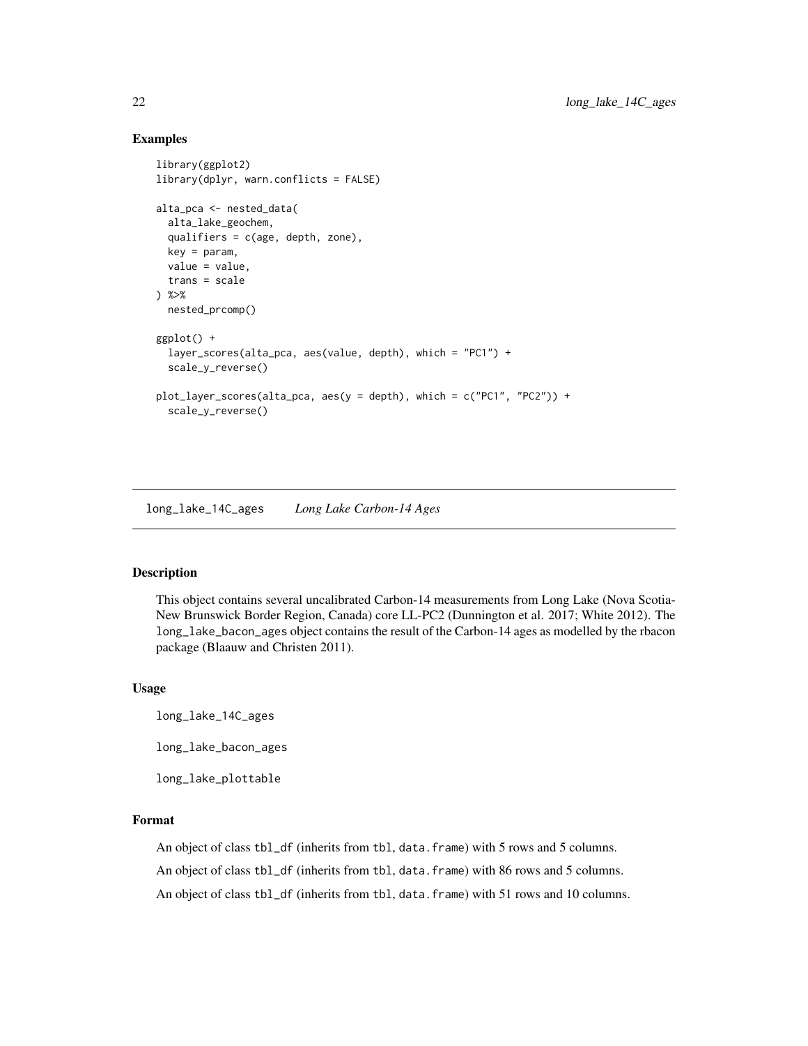## Examples

```
library(ggplot2)
library(dplyr, warn.conflicts = FALSE)

alta_pca <- nested_data(
  alta_lake_geochem,
  qualifiers = c(age, depth, zone),
  key = param,
  value = value,
  trans = scale
) %>%
  nested_prcomp()

ggplot() +
  layer_scores(alta_pca, aes(value, depth), which = "PC1") +
  scale_y_reverse()

plot_layer_scores(alta_pca, aes(y = depth), which = c("PC1", "PC2")) +
  scale_y_reverse()
```

---

# long_lake_14C_ages *Long Lake Carbon-14 Ages*

---

## Description

This object contains several uncalibrated Carbon-14 measurements from Long Lake (Nova Scotia-New Brunswick Border Region, Canada) core LL-PC2 (Dunnington et al. 2017; White 2012). The `long_lake_bacon_ages` object contains the result of the Carbon-14 ages as modelled by the rbacon package (Blaauw and Christen 2011).

## Usage

```
long_lake_14C_ages

long_lake_bacon_ages

long_lake_plottable
```

## Format

An object of class `tbl_df` (inherits from `tbl`, `data.frame`) with 5 rows and 5 columns.

An object of class `tbl_df` (inherits from `tbl`, `data.frame`) with 86 rows and 5 columns.

An object of class `tbl_df` (inherits from `tbl`, `data.frame`) with 51 rows and 10 columns.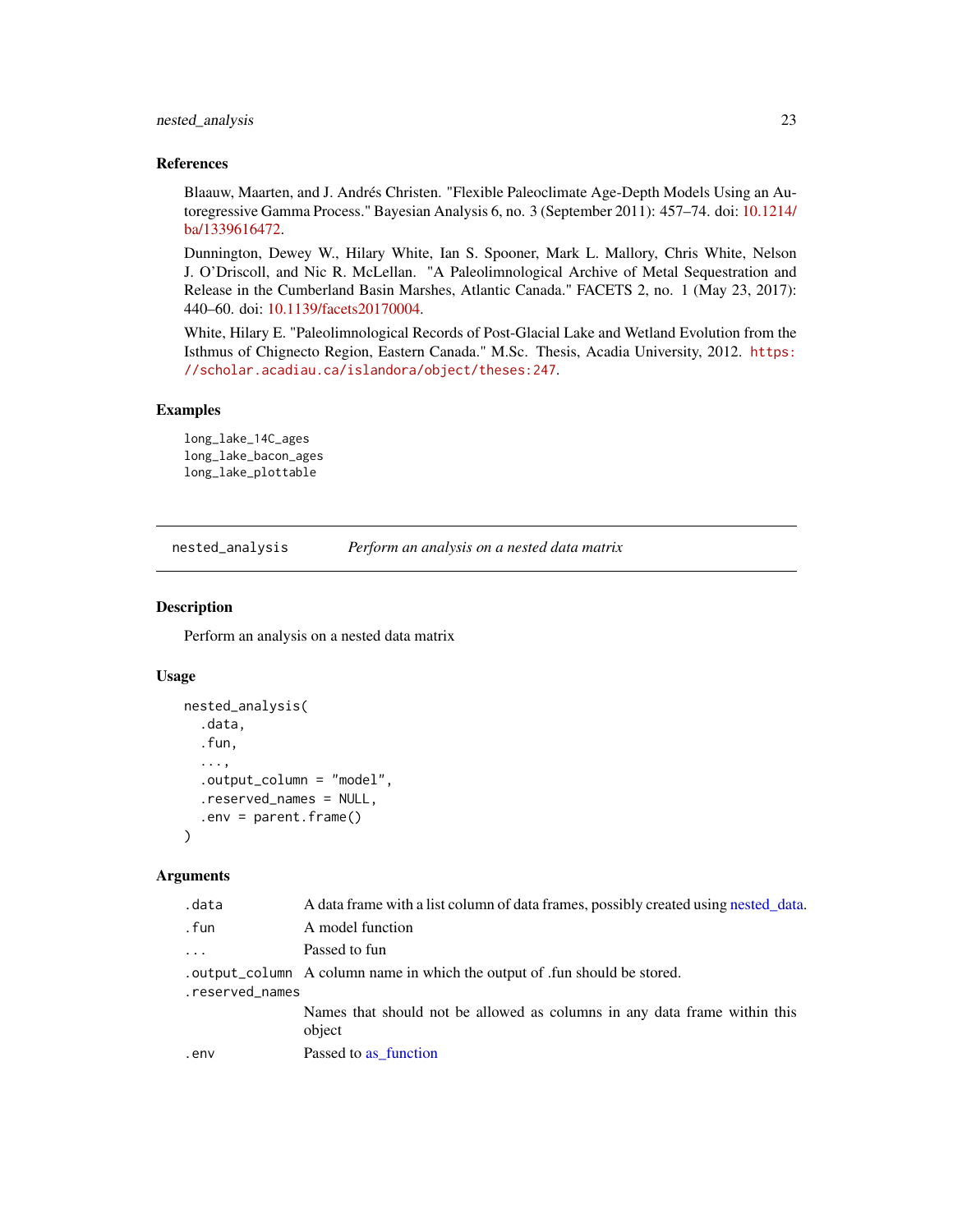### References

Blaauw, Maarten, and J. Andrés Christen. "Flexible Paleoclimate Age-Depth Models Using an Autoregressive Gamma Process." Bayesian Analysis 6, no. 3 (September 2011): 457–74. doi: 10.1214/ba/1339616472.

Dunnington, Dewey W., Hilary White, Ian S. Spooner, Mark L. Mallory, Chris White, Nelson J. O'Driscoll, and Nic R. McLellan. "A Paleolimnological Archive of Metal Sequestration and Release in the Cumberland Basin Marshes, Atlantic Canada." FACETS 2, no. 1 (May 23, 2017): 440–60. doi: 10.1139/facets20170004.

White, Hilary E. "Paleolimnological Records of Post-Glacial Lake and Wetland Evolution from the Isthmus of Chignecto Region, Eastern Canada." M.Sc. Thesis, Acadia University, 2012. https://scholar.acadiau.ca/islandora/object/theses:247.

### Examples

```
long_lake_14C_ages
long_lake_bacon_ages
long_lake_plottable
```

---

## nested_analysis — *Perform an analysis on a nested data matrix*

### Description

Perform an analysis on a nested data matrix

### Usage

```
nested_analysis(
  .data,
  .fun,
  ...,
  .output_column = "model",
  .reserved_names = NULL,
  .env = parent.frame()
)
```

### Arguments

| | |
|---|---|
| .data | A data frame with a list column of data frames, possibly created using nested_data. |
| .fun | A model function |
| ... | Passed to fun |
| .output_column | A column name in which the output of .fun should be stored. |
| .reserved_names | Names that should not be allowed as columns in any data frame within this object |
| .env | Passed to as_function |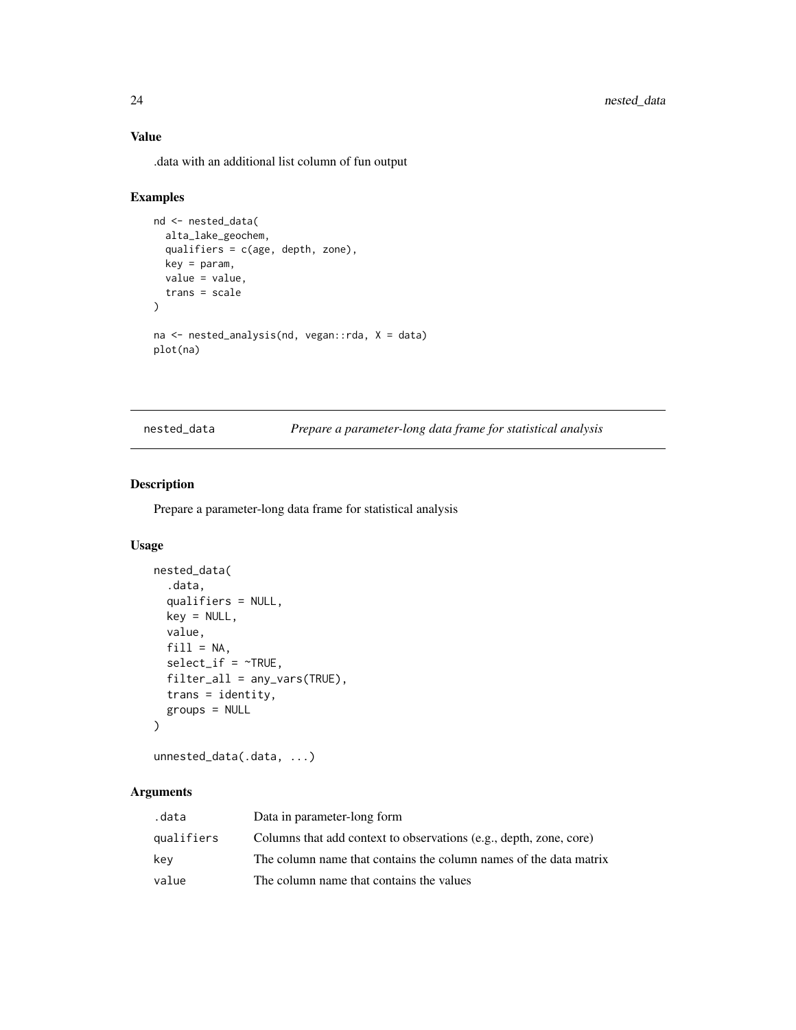### Value

.data with an additional list column of fun output

### Examples

```
nd <- nested_data(
  alta_lake_geochem,
  qualifiers = c(age, depth, zone),
  key = param,
  value = value,
  trans = scale
)

na <- nested_analysis(nd, vegan::rda, X = data)
plot(na)
```

---

## nested_data — *Prepare a parameter-long data frame for statistical analysis*

---

### Description

Prepare a parameter-long data frame for statistical analysis

### Usage

```
nested_data(
  .data,
  qualifiers = NULL,
  key = NULL,
  value,
  fill = NA,
  select_if = ~TRUE,
  filter_all = any_vars(TRUE),
  trans = identity,
  groups = NULL
)

unnested_data(.data, ...)
```

### Arguments

| | |
|---|---|
| `.data` | Data in parameter-long form |
| `qualifiers` | Columns that add context to observations (e.g., depth, zone, core) |
| `key` | The column name that contains the column names of the data matrix |
| `value` | The column name that contains the values |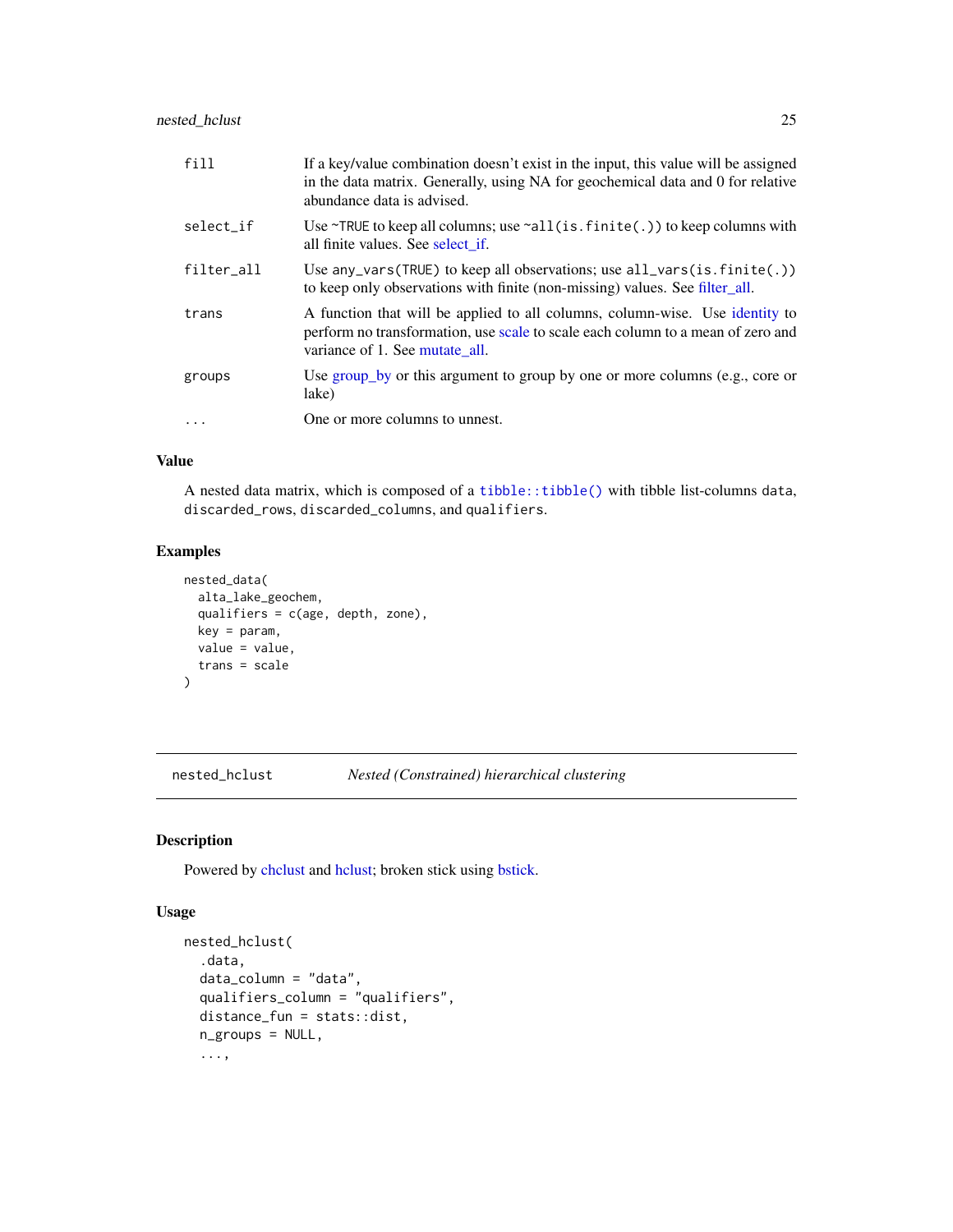| | |
|---|---|
| `fill` | If a key/value combination doesn't exist in the input, this value will be assigned in the data matrix. Generally, using NA for geochemical data and 0 for relative abundance data is advised. |
| `select_if` | Use `~TRUE` to keep all columns; use `~all(is.finite(.))` to keep columns with all finite values. See select_if. |
| `filter_all` | Use `any_vars(TRUE)` to keep all observations; use `all_vars(is.finite(.))` to keep only observations with finite (non-missing) values. See filter_all. |
| `trans` | A function that will be applied to all columns, column-wise. Use identity to perform no transformation, use scale to scale each column to a mean of zero and variance of 1. See mutate_all. |
| `groups` | Use group_by or this argument to group by one or more columns (e.g., core or lake) |
| `...` | One or more columns to unnest. |

### Value

A nested data matrix, which is composed of a `tibble::tibble()` with tibble list-columns `data`, `discarded_rows`, `discarded_columns`, and `qualifiers`.

### Examples

```
nested_data(
  alta_lake_geochem,
  qualifiers = c(age, depth, zone),
  key = param,
  value = value,
  trans = scale
)
```

---

## nested_hclust — *Nested (Constrained) hierarchical clustering*

### Description

Powered by chclust and hclust; broken stick using bstick.

### Usage

```
nested_hclust(
  .data,
  data_column = "data",
  qualifiers_column = "qualifiers",
  distance_fun = stats::dist,
  n_groups = NULL,
  ...,
```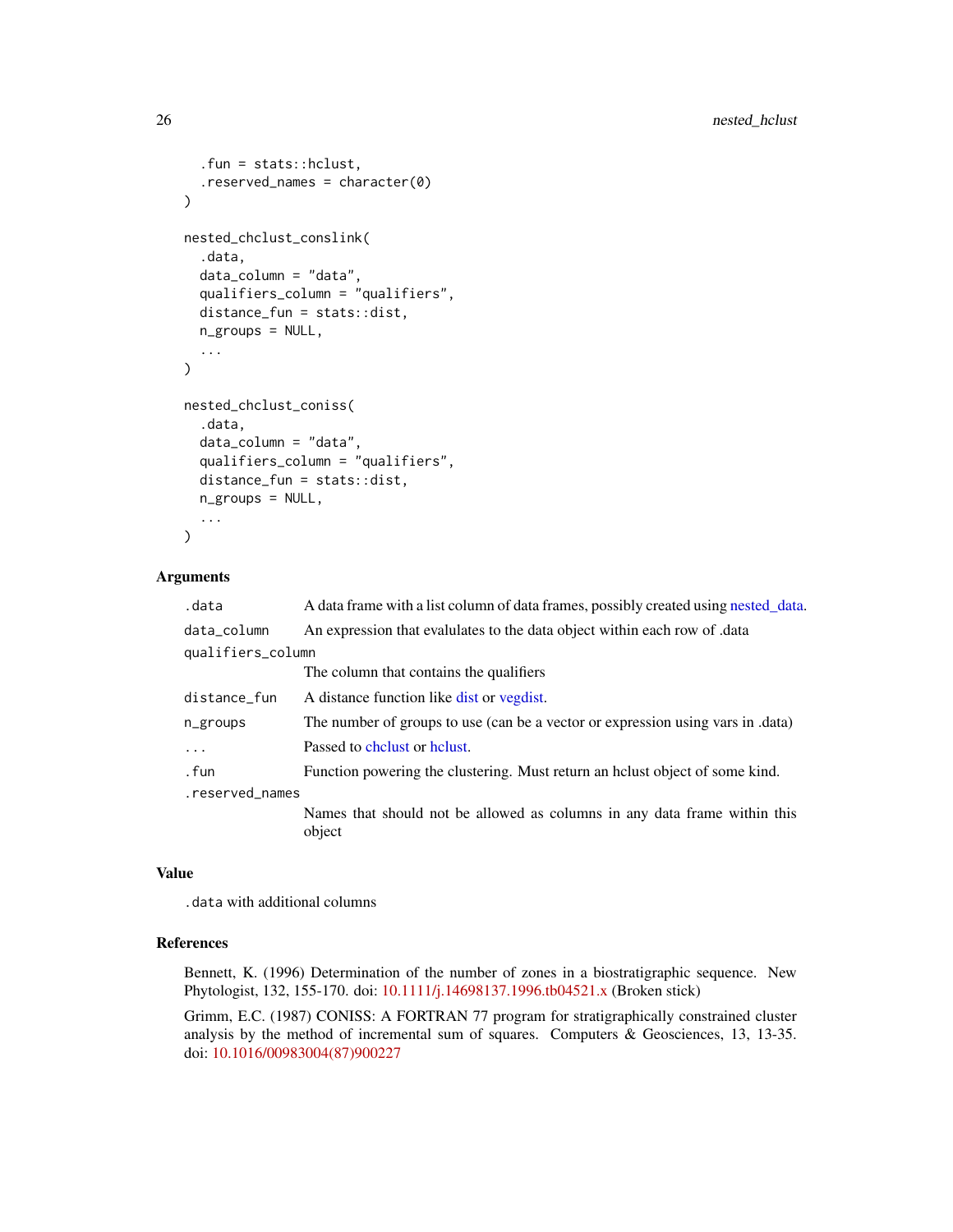```
  .fun = stats::hclust,
  .reserved_names = character(0)
)

nested_chclust_conslink(
  .data,
  data_column = "data",
  qualifiers_column = "qualifiers",
  distance_fun = stats::dist,
  n_groups = NULL,
  ...
)

nested_chclust_coniss(
  .data,
  data_column = "data",
  qualifiers_column = "qualifiers",
  distance_fun = stats::dist,
  n_groups = NULL,
  ...
)
```

## Arguments

| | |
|---|---|
| `.data` | A data frame with a list column of data frames, possibly created using nested_data. |
| `data_column` | An expression that evalulates to the data object within each row of .data |
| `qualifiers_column` | The column that contains the qualifiers |
| `distance_fun` | A distance function like dist or vegdist. |
| `n_groups` | The number of groups to use (can be a vector or expression using vars in .data) |
| `...` | Passed to chclust or hclust. |
| `.fun` | Function powering the clustering. Must return an hclust object of some kind. |
| `.reserved_names` | Names that should not be allowed as columns in any data frame within this object |

## Value

`.data` with additional columns

## References

Bennett, K. (1996) Determination of the number of zones in a biostratigraphic sequence. New Phytologist, 132, 155-170. doi: 10.1111/j.14698137.1996.tb04521.x (Broken stick)

Grimm, E.C. (1987) CONISS: A FORTRAN 77 program for stratigraphically constrained cluster analysis by the method of incremental sum of squares. Computers & Geosciences, 13, 13-35. doi: 10.1016/00983004(87)900227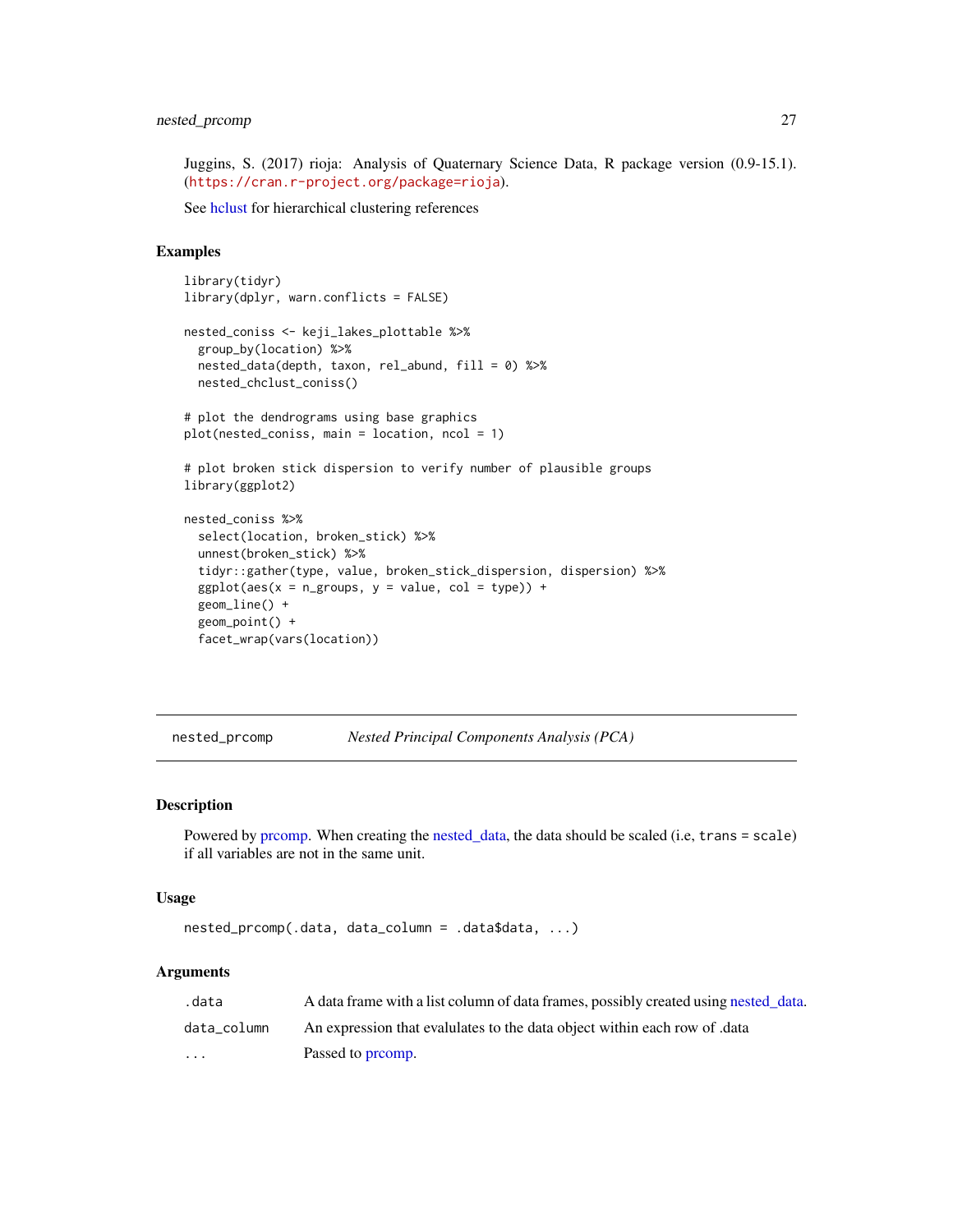Juggins, S. (2017) rioja: Analysis of Quaternary Science Data, R package version (0.9-15.1). (https://cran.r-project.org/package=rioja).

See hclust for hierarchical clustering references

### Examples

```
library(tidyr)
library(dplyr, warn.conflicts = FALSE)

nested_coniss <- keji_lakes_plottable %>%
  group_by(location) %>%
  nested_data(depth, taxon, rel_abund, fill = 0) %>%
  nested_chclust_coniss()

# plot the dendrograms using base graphics
plot(nested_coniss, main = location, ncol = 1)

# plot broken stick dispersion to verify number of plausible groups
library(ggplot2)

nested_coniss %>%
  select(location, broken_stick) %>%
  unnest(broken_stick) %>%
  tidyr::gather(type, value, broken_stick_dispersion, dispersion) %>%
  ggplot(aes(x = n_groups, y = value, col = type)) +
  geom_line() +
  geom_point() +
  facet_wrap(vars(location))
```

---

## nested_prcomp — *Nested Principal Components Analysis (PCA)*

### Description

Powered by prcomp. When creating the nested_data, the data should be scaled (i.e, `trans = scale`) if all variables are not in the same unit.

### Usage

```
nested_prcomp(.data, data_column = .data$data, ...)
```

### Arguments

| | |
|---|---|
| `.data` | A data frame with a list column of data frames, possibly created using nested_data. |
| `data_column` | An expression that evalulates to the data object within each row of .data |
| `...` | Passed to prcomp. |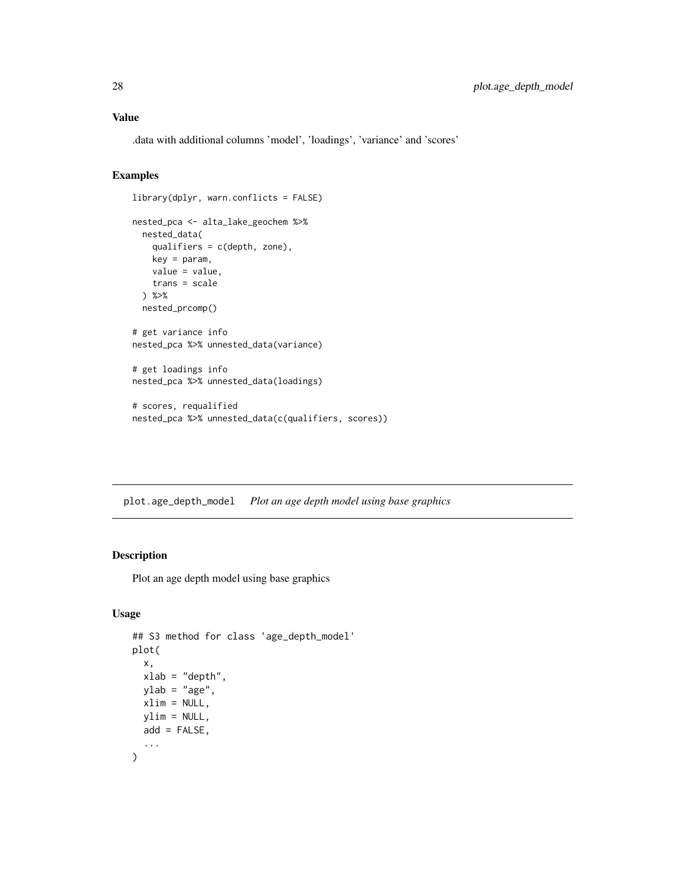## Value

.data with additional columns 'model', 'loadings', 'variance' and 'scores'

## Examples

```
library(dplyr, warn.conflicts = FALSE)

nested_pca <- alta_lake_geochem %>%
  nested_data(
    qualifiers = c(depth, zone),
    key = param,
    value = value,
    trans = scale
  ) %>%
  nested_prcomp()

# get variance info
nested_pca %>% unnested_data(variance)

# get loadings info
nested_pca %>% unnested_data(loadings)

# scores, requalified
nested_pca %>% unnested_data(c(qualifiers, scores))
```

---

# plot.age_depth_model    *Plot an age depth model using base graphics*

---

## Description

Plot an age depth model using base graphics

## Usage

```
## S3 method for class 'age_depth_model'
plot(
  x,
  xlab = "depth",
  ylab = "age",
  xlim = NULL,
  ylim = NULL,
  add = FALSE,
  ...
)
```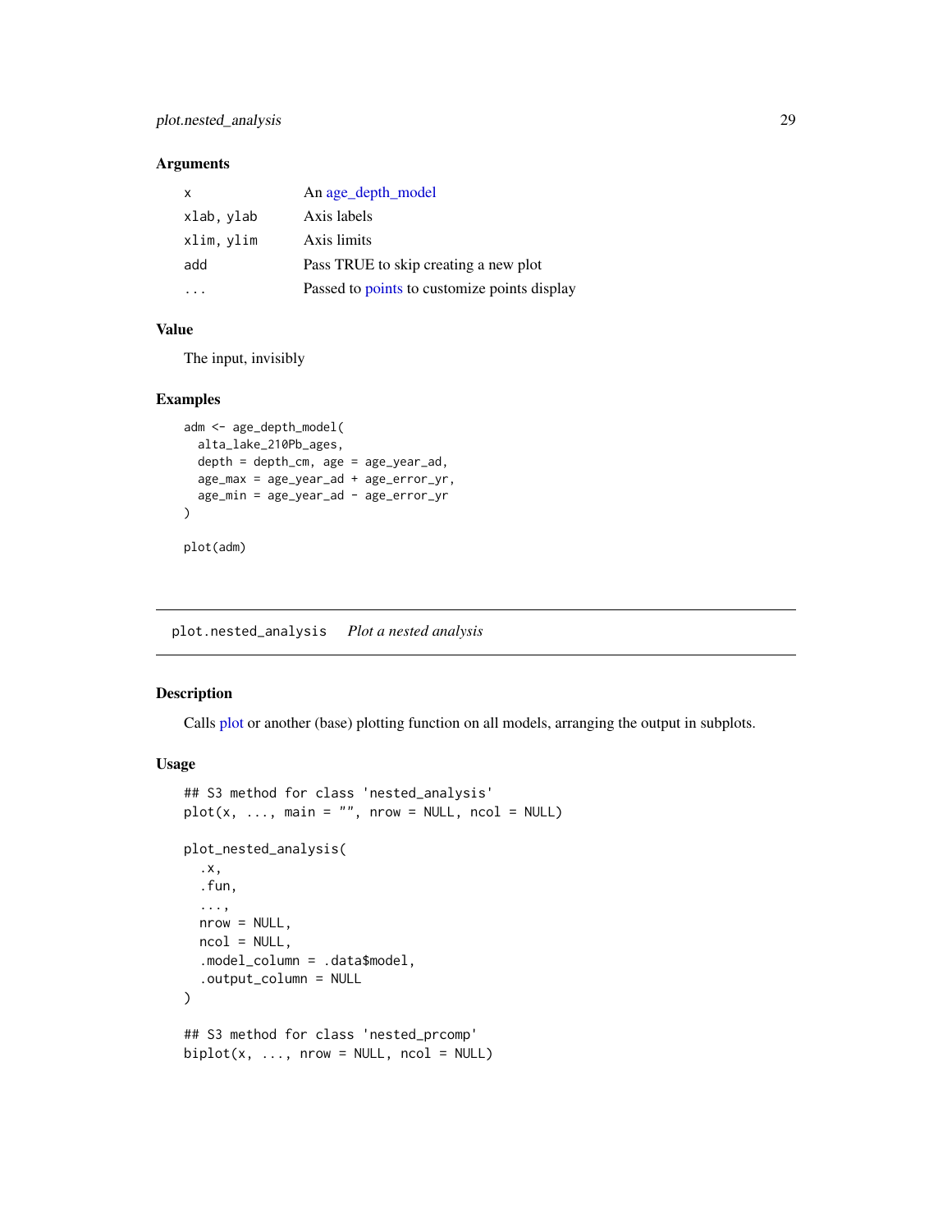### Arguments

| | |
|---|---|
| x | An age_depth_model |
| xlab, ylab | Axis labels |
| xlim, ylim | Axis limits |
| add | Pass TRUE to skip creating a new plot |
| ... | Passed to points to customize points display |

### Value

The input, invisibly

### Examples

```
adm <- age_depth_model(
  alta_lake_210Pb_ages,
  depth = depth_cm, age = age_year_ad,
  age_max = age_year_ad + age_error_yr,
  age_min = age_year_ad - age_error_yr
)

plot(adm)
```

---

## plot.nested_analysis &nbsp;&nbsp; *Plot a nested analysis*

### Description

Calls plot or another (base) plotting function on all models, arranging the output in subplots.

### Usage

```
## S3 method for class 'nested_analysis'
plot(x, ..., main = "", nrow = NULL, ncol = NULL)

plot_nested_analysis(
  .x,
  .fun,
  ...,
  nrow = NULL,
  ncol = NULL,
  .model_column = .data$model,
  .output_column = NULL
)

## S3 method for class 'nested_prcomp'
biplot(x, ..., nrow = NULL, ncol = NULL)
```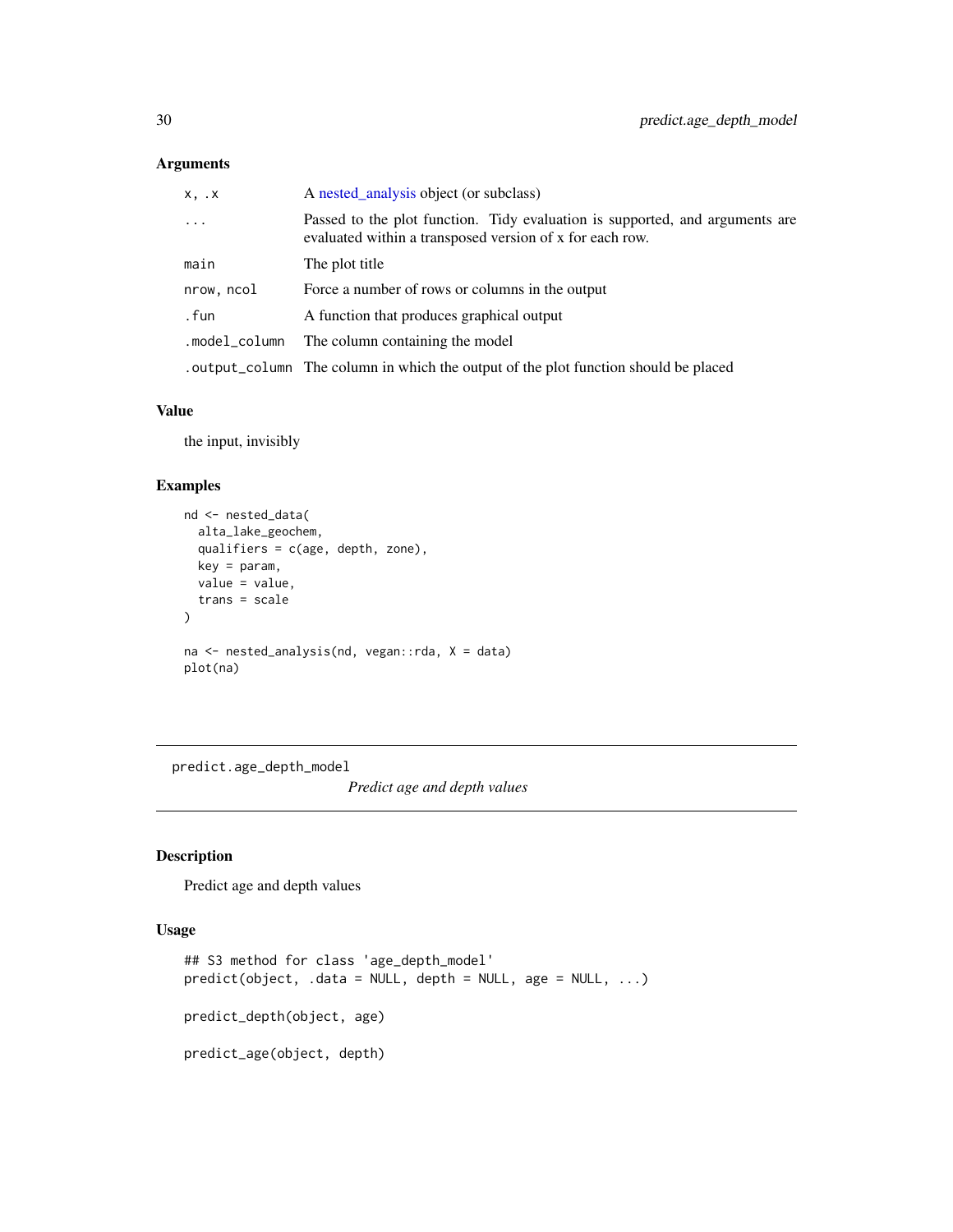### Arguments

| | |
|---|---|
| `x, .x` | A nested_analysis object (or subclass) |
| `...` | Passed to the plot function. Tidy evaluation is supported, and arguments are evaluated within a transposed version of x for each row. |
| `main` | The plot title |
| `nrow, ncol` | Force a number of rows or columns in the output |
| `.fun` | A function that produces graphical output |
| `.model_column` | The column containing the model |
| `.output_column` | The column in which the output of the plot function should be placed |

### Value

the input, invisibly

### Examples

```
nd <- nested_data(
  alta_lake_geochem,
  qualifiers = c(age, depth, zone),
  key = param,
  value = value,
  trans = scale
)

na <- nested_analysis(nd, vegan::rda, X = data)
plot(na)
```

---

## predict.age_depth_model

*Predict age and depth values*

---

### Description

Predict age and depth values

### Usage

```
## S3 method for class 'age_depth_model'
predict(object, .data = NULL, depth = NULL, age = NULL, ...)

predict_depth(object, age)

predict_age(object, depth)
```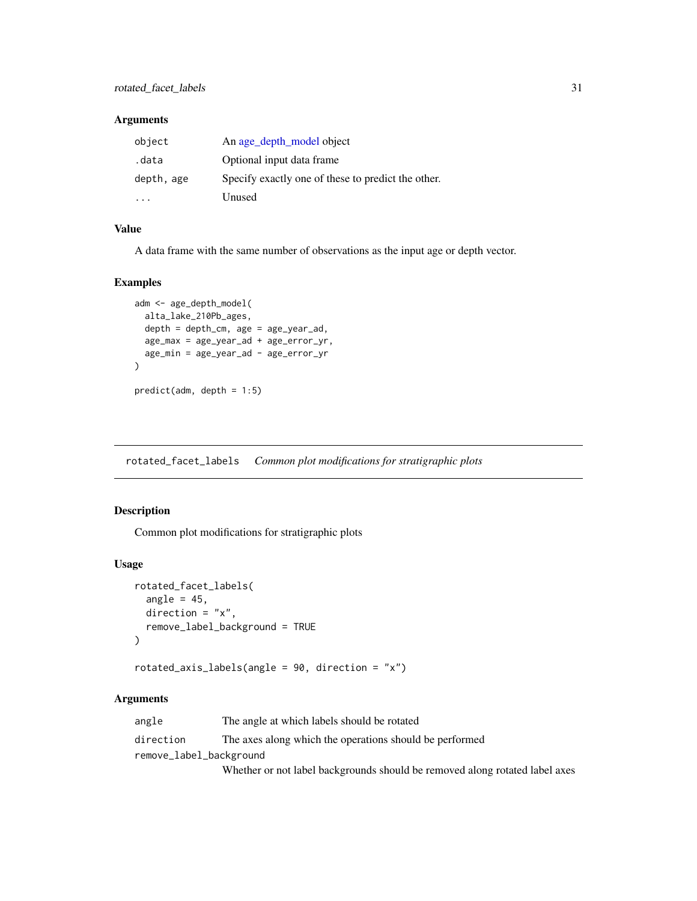### Arguments

| | |
|---|---|
| `object` | An age_depth_model object |
| `.data` | Optional input data frame |
| `depth, age` | Specify exactly one of these to predict the other. |
| `...` | Unused |

### Value

A data frame with the same number of observations as the input age or depth vector.

### Examples

```
adm <- age_depth_model(
  alta_lake_210Pb_ages,
  depth = depth_cm, age = age_year_ad,
  age_max = age_year_ad + age_error_yr,
  age_min = age_year_ad - age_error_yr
)

predict(adm, depth = 1:5)
```

---

## `rotated_facet_labels` *Common plot modifications for stratigraphic plots*

---

### Description

Common plot modifications for stratigraphic plots

### Usage

```
rotated_facet_labels(
  angle = 45,
  direction = "x",
  remove_label_background = TRUE
)

rotated_axis_labels(angle = 90, direction = "x")
```

### Arguments

| | |
|---|---|
| `angle` | The angle at which labels should be rotated |
| `direction` | The axes along which the operations should be performed |
| `remove_label_background` | Whether or not label backgrounds should be removed along rotated label axes |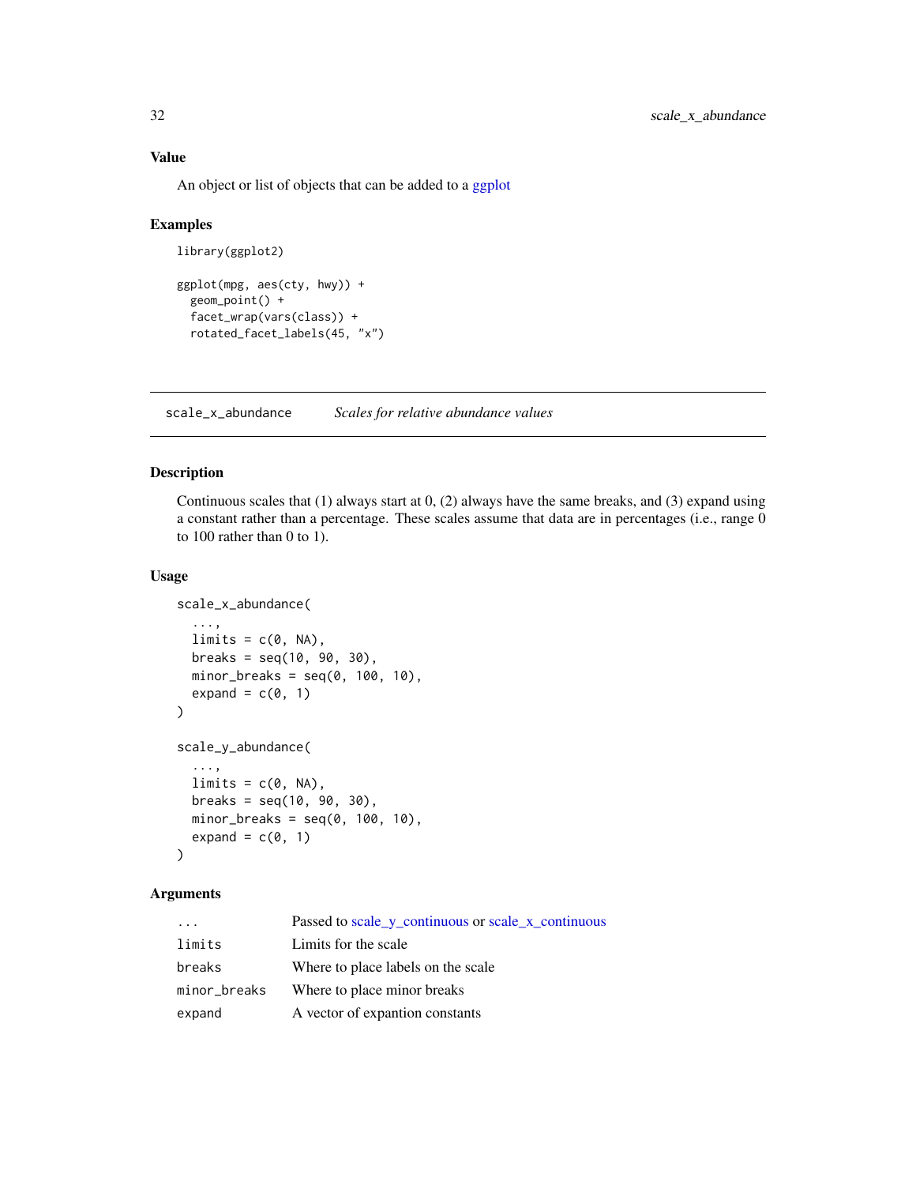### Value

An object or list of objects that can be added to a ggplot

### Examples

```
library(ggplot2)

ggplot(mpg, aes(cty, hwy)) +
  geom_point() +
  facet_wrap(vars(class)) +
  rotated_facet_labels(45, "x")
```

---

## scale_x_abundance    *Scales for relative abundance values*

### Description

Continuous scales that (1) always start at 0, (2) always have the same breaks, and (3) expand using a constant rather than a percentage. These scales assume that data are in percentages (i.e., range 0 to 100 rather than 0 to 1).

### Usage

```
scale_x_abundance(
  ...,
  limits = c(0, NA),
  breaks = seq(10, 90, 30),
  minor_breaks = seq(0, 100, 10),
  expand = c(0, 1)
)

scale_y_abundance(
  ...,
  limits = c(0, NA),
  breaks = seq(10, 90, 30),
  minor_breaks = seq(0, 100, 10),
  expand = c(0, 1)
)
```

### Arguments

| | |
|---|---|
| `...` | Passed to scale_y_continuous or scale_x_continuous |
| `limits` | Limits for the scale |
| `breaks` | Where to place labels on the scale |
| `minor_breaks` | Where to place minor breaks |
| `expand` | A vector of expantion constants |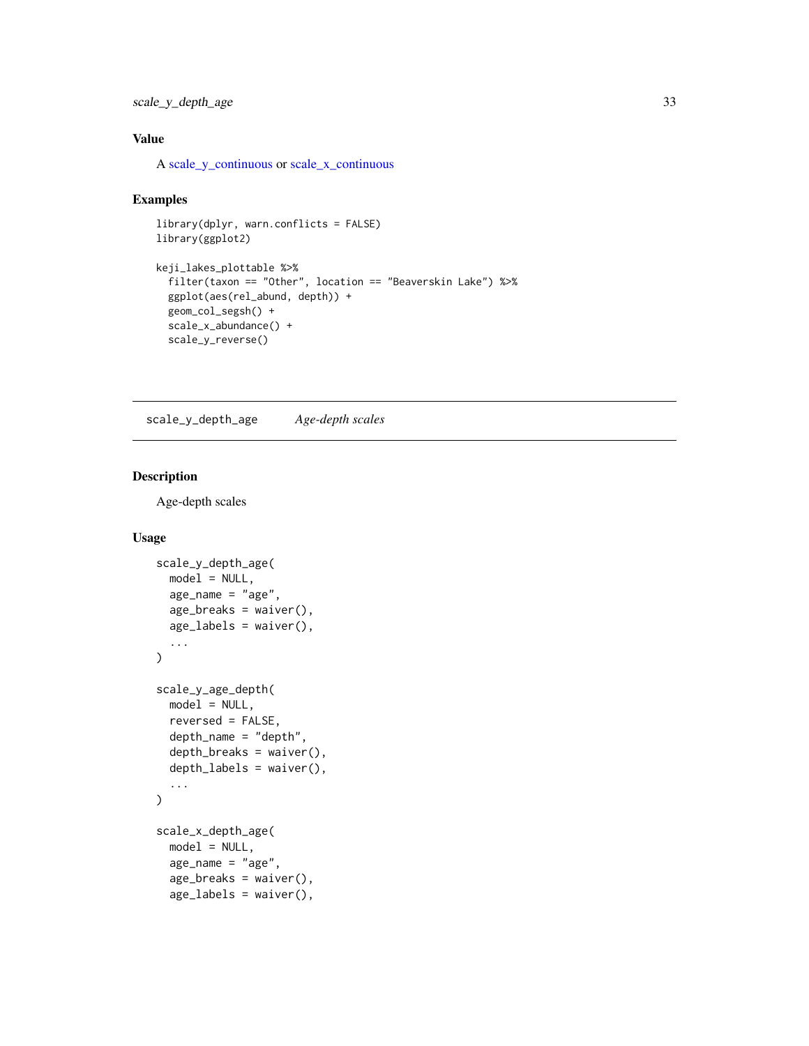## Value

A scale_y_continuous or scale_x_continuous

## Examples

```
library(dplyr, warn.conflicts = FALSE)
library(ggplot2)

keji_lakes_plottable %>%
  filter(taxon == "Other", location == "Beaverskin Lake") %>%
  ggplot(aes(rel_abund, depth)) +
  geom_col_segsh() +
  scale_x_abundance() +
  scale_y_reverse()
```

---

# scale_y_depth_age — *Age-depth scales*

## Description

Age-depth scales

## Usage

```
scale_y_depth_age(
  model = NULL,
  age_name = "age",
  age_breaks = waiver(),
  age_labels = waiver(),
  ...
)

scale_y_age_depth(
  model = NULL,
  reversed = FALSE,
  depth_name = "depth",
  depth_breaks = waiver(),
  depth_labels = waiver(),
  ...
)

scale_x_depth_age(
  model = NULL,
  age_name = "age",
  age_breaks = waiver(),
  age_labels = waiver(),
```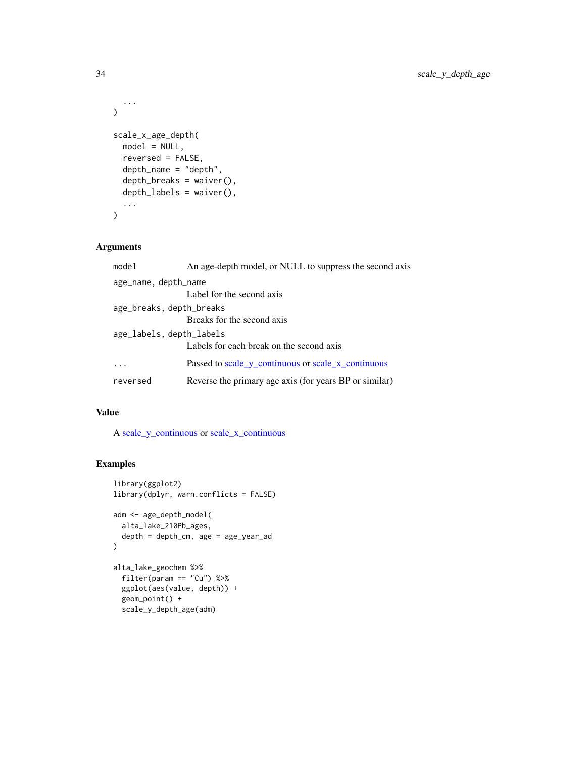```
  ...
)

scale_x_age_depth(
  model = NULL,
  reversed = FALSE,
  depth_name = "depth",
  depth_breaks = waiver(),
  depth_labels = waiver(),
  ...
)
```

## Arguments

| | |
|---|---|
| `model` | An age-depth model, or NULL to suppress the second axis |
| `age_name, depth_name` | Label for the second axis |
| `age_breaks, depth_breaks` | Breaks for the second axis |
| `age_labels, depth_labels` | Labels for each break on the second axis |
| `...` | Passed to scale_y_continuous or scale_x_continuous |
| `reversed` | Reverse the primary age axis (for years BP or similar) |

## Value

A scale_y_continuous or scale_x_continuous

## Examples

```
library(ggplot2)
library(dplyr, warn.conflicts = FALSE)

adm <- age_depth_model(
  alta_lake_210Pb_ages,
  depth = depth_cm, age = age_year_ad
)

alta_lake_geochem %>%
  filter(param == "Cu") %>%
  ggplot(aes(value, depth)) +
  geom_point() +
  scale_y_depth_age(adm)
```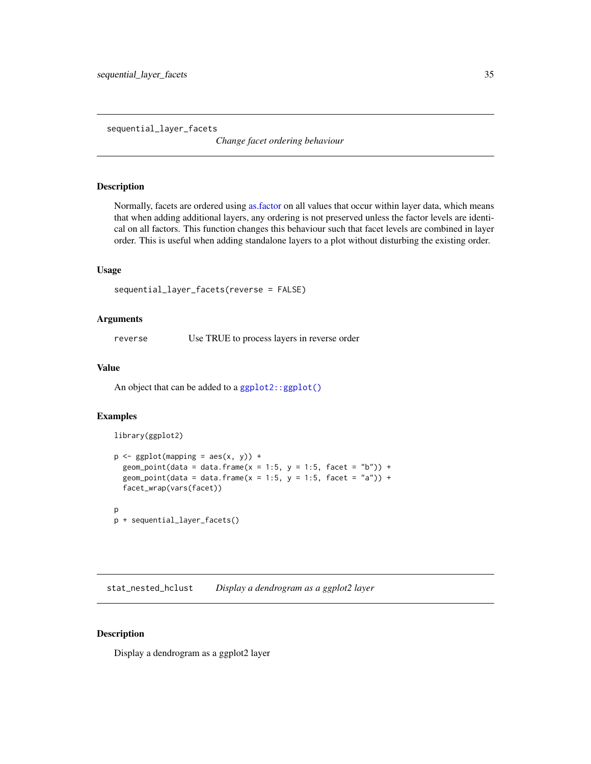## sequential_layer_facets *Change facet ordering behaviour*

### Description

Normally, facets are ordered using as.factor on all values that occur within layer data, which means that when adding additional layers, any ordering is not preserved unless the factor levels are identical on all factors. This function changes this behaviour such that facet levels are combined in layer order. This is useful when adding standalone layers to a plot without disturbing the existing order.

### Usage

```
sequential_layer_facets(reverse = FALSE)
```

### Arguments

| | |
|---|---|
| reverse | Use TRUE to process layers in reverse order |

### Value

An object that can be added to a `ggplot2::ggplot()`

### Examples

```
library(ggplot2)

p <- ggplot(mapping = aes(x, y)) +
  geom_point(data = data.frame(x = 1:5, y = 1:5, facet = "b")) +
  geom_point(data = data.frame(x = 1:5, y = 1:5, facet = "a")) +
  facet_wrap(vars(facet))

p
p + sequential_layer_facets()
```

## stat_nested_hclust *Display a dendrogram as a ggplot2 layer*

### Description

Display a dendrogram as a ggplot2 layer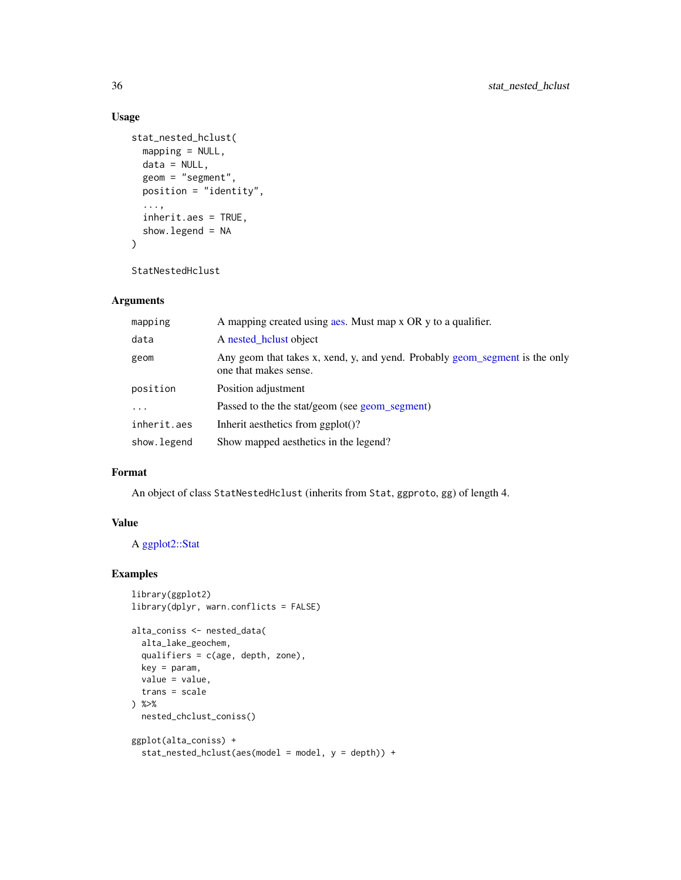### Usage

```
stat_nested_hclust(
  mapping = NULL,
  data = NULL,
  geom = "segment",
  position = "identity",
  ...,
  inherit.aes = TRUE,
  show.legend = NA
)

StatNestedHclust
```

### Arguments

| | |
|---|---|
| mapping | A mapping created using aes. Must map x OR y to a qualifier. |
| data | A nested_hclust object |
| geom | Any geom that takes x, xend, y, and yend. Probably geom_segment is the only one that makes sense. |
| position | Position adjustment |
| ... | Passed to the the stat/geom (see geom_segment) |
| inherit.aes | Inherit aesthetics from ggplot()? |
| show.legend | Show mapped aesthetics in the legend? |

### Format

An object of class `StatNestedHclust` (inherits from `Stat`, `ggproto`, `gg`) of length 4.

### Value

A ggplot2::Stat

### Examples

```
library(ggplot2)
library(dplyr, warn.conflicts = FALSE)

alta_coniss <- nested_data(
  alta_lake_geochem,
  qualifiers = c(age, depth, zone),
  key = param,
  value = value,
  trans = scale
) %>%
  nested_chclust_coniss()

ggplot(alta_coniss) +
  stat_nested_hclust(aes(model = model, y = depth)) +
```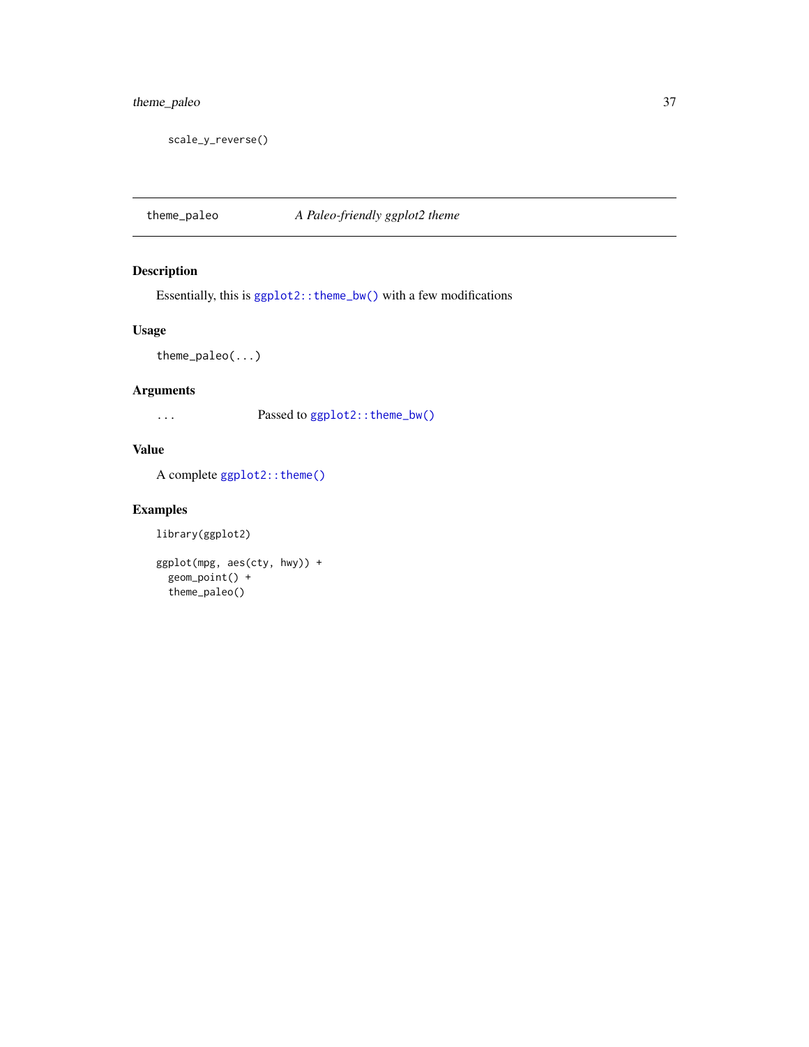```
  scale_y_reverse()
```

## theme_paleo — *A Paleo-friendly ggplot2 theme*

### Description

Essentially, this is `ggplot2::theme_bw()` with a few modifications

### Usage

```
theme_paleo(...)
```

### Arguments

| | |
|---|---|
| `...` | Passed to `ggplot2::theme_bw()` |

### Value

A complete `ggplot2::theme()`

### Examples

```
library(ggplot2)

ggplot(mpg, aes(cty, hwy)) +
  geom_point() +
  theme_paleo()
```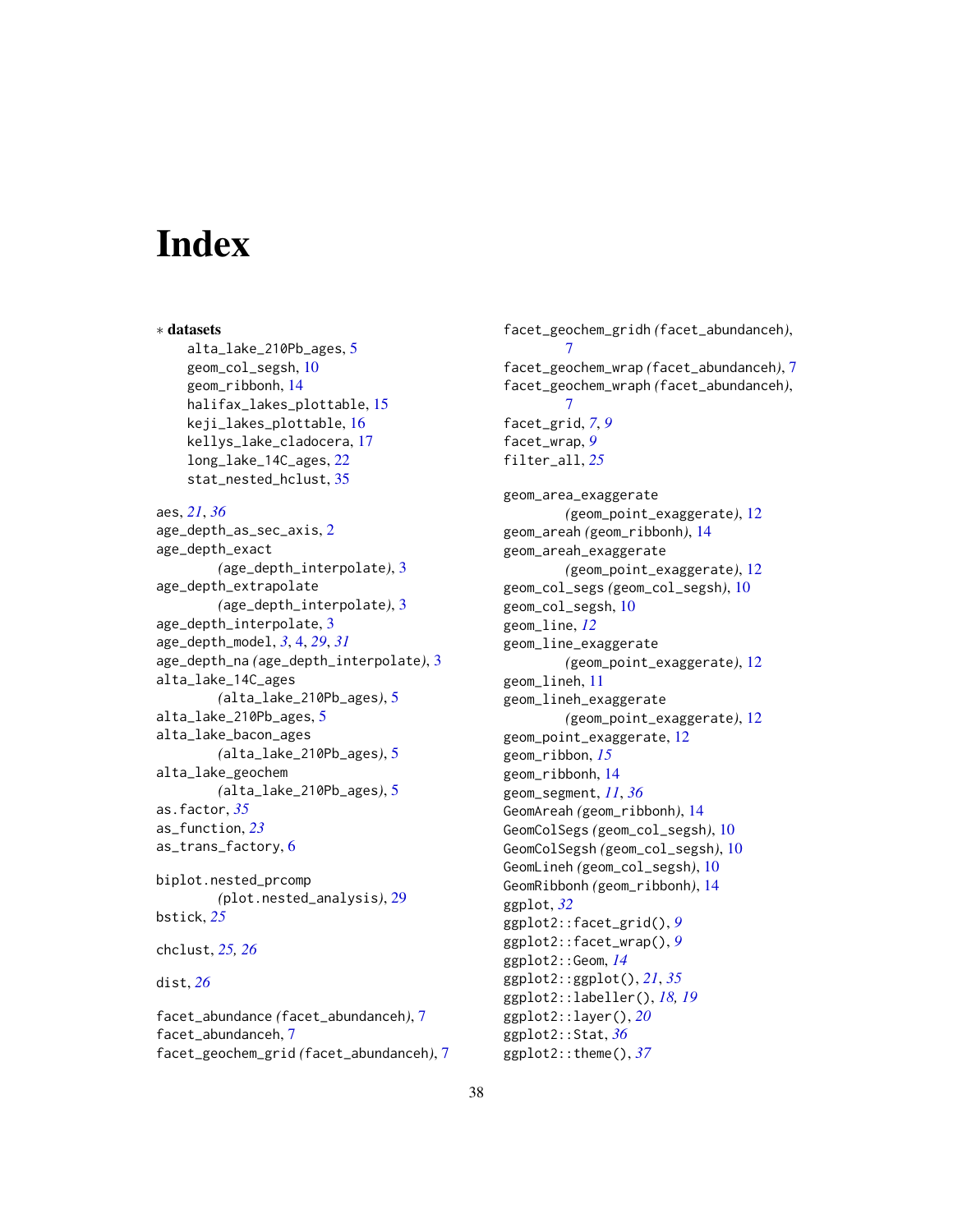# Index

∗ **datasets**

- alta_lake_210Pb_ages, 5
- geom_col_segsh, 10
- geom_ribbonh, 14
- halifax_lakes_plottable, 15
- keji_lakes_plottable, 16
- kellys_lake_cladocera, 17
- long_lake_14C_ages, 22
- stat_nested_hclust, 35

aes, *21*, *36*
age_depth_as_sec_axis, 2
age_depth_exact (age_depth_interpolate), 3
age_depth_extrapolate (age_depth_interpolate), 3
age_depth_interpolate, 3
age_depth_model, *3*, 4, *29*, *31*
age_depth_na (age_depth_interpolate), 3
alta_lake_14C_ages (alta_lake_210Pb_ages), 5
alta_lake_210Pb_ages, 5
alta_lake_bacon_ages (alta_lake_210Pb_ages), 5
alta_lake_geochem (alta_lake_210Pb_ages), 5
as.factor, *35*
as_function, *23*
as_trans_factory, 6

biplot.nested_prcomp (plot.nested_analysis), 29
bstick, *25*

chclust, *25*, *26*

dist, *26*

facet_abundance (facet_abundanceh), 7
facet_abundanceh, 7
facet_geochem_grid (facet_abundanceh), 7
facet_geochem_gridh (facet_abundanceh), 7
facet_geochem_wrap (facet_abundanceh), 7
facet_geochem_wraph (facet_abundanceh), 7
facet_grid, *7*, *9*
facet_wrap, *9*
filter_all, *25*

geom_area_exaggerate (geom_point_exaggerate), 12
geom_areah (geom_ribbonh), 14
geom_areah_exaggerate (geom_point_exaggerate), 12
geom_col_segs (geom_col_segsh), 10
geom_col_segsh, 10
geom_line, *12*
geom_line_exaggerate (geom_point_exaggerate), 12
geom_lineh, 11
geom_lineh_exaggerate (geom_point_exaggerate), 12
geom_point_exaggerate, 12
geom_ribbon, *15*
geom_ribbonh, 14
geom_segment, *11*, *36*
GeomAreah (geom_ribbonh), 14
GeomColSegs (geom_col_segsh), 10
GeomColSegsh (geom_col_segsh), 10
GeomLineh (geom_col_segsh), 10
GeomRibbonh (geom_ribbonh), 14
ggplot, *32*
ggplot2::facet_grid(), *9*
ggplot2::facet_wrap(), *9*
ggplot2::Geom, *14*
ggplot2::ggplot(), *21*, *35*
ggplot2::labeller(), *18*, *19*
ggplot2::layer(), *20*
ggplot2::Stat, *36*
ggplot2::theme(), *37*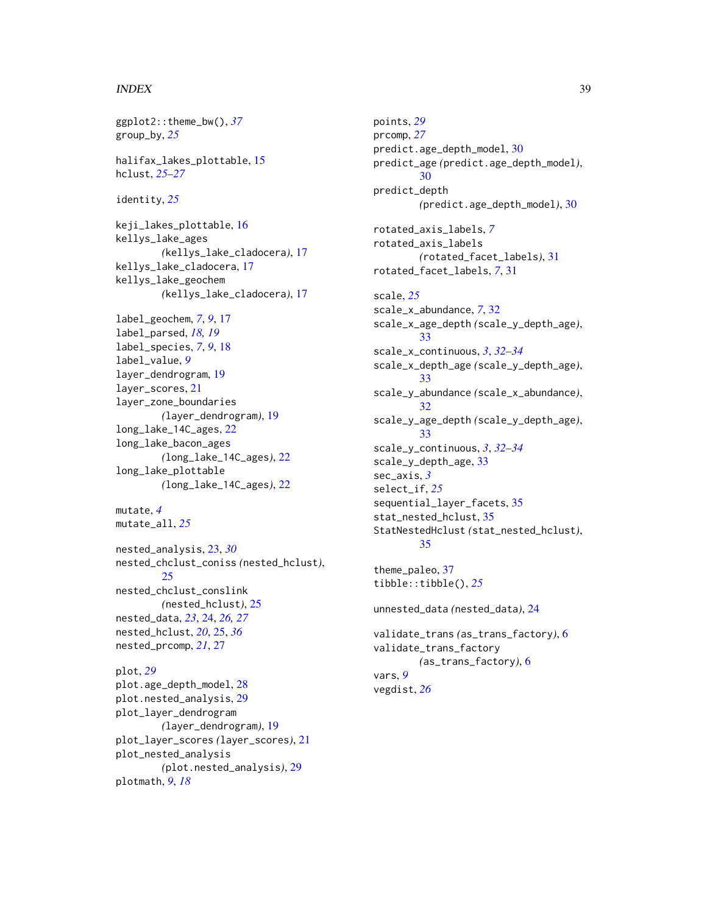ggplot2::theme_bw(), *37*
group_by, *25*

halifax_lakes_plottable, 15
hclust, *25–27*

identity, *25*

keji_lakes_plottable, 16
kellys_lake_ages
  (kellys_lake_cladocera), 17
kellys_lake_cladocera, 17
kellys_lake_geochem
  (kellys_lake_cladocera), 17

label_geochem, *7*, *9*, 17
label_parsed, *18, 19*
label_species, *7*, *9*, 18
label_value, *9*
layer_dendrogram, 19
layer_scores, 21
layer_zone_boundaries
  (layer_dendrogram), 19
long_lake_14C_ages, 22
long_lake_bacon_ages
  (long_lake_14C_ages), 22
long_lake_plottable
  (long_lake_14C_ages), 22

mutate, *4*
mutate_all, *25*

nested_analysis, 23, *30*
nested_chclust_coniss (nested_hclust),
  25
nested_chclust_conslink
  (nested_hclust), 25
nested_data, *23*, 24, *26, 27*
nested_hclust, *20*, 25, *36*
nested_prcomp, *21*, 27

plot, *29*
plot.age_depth_model, 28
plot.nested_analysis, 29
plot_layer_dendrogram
  (layer_dendrogram), 19
plot_layer_scores (layer_scores), 21
plot_nested_analysis
  (plot.nested_analysis), 29
plotmath, *9*, *18*

points, *29*
prcomp, *27*
predict.age_depth_model, 30
predict_age (predict.age_depth_model),
  30
predict_depth
  (predict.age_depth_model), 30

rotated_axis_labels, *7*
rotated_axis_labels
  (rotated_facet_labels), 31
rotated_facet_labels, *7*, 31

scale, *25*
scale_x_abundance, *7*, 32
scale_x_age_depth (scale_y_depth_age),
  33
scale_x_continuous, *3*, *32–34*
scale_x_depth_age (scale_y_depth_age),
  33
scale_y_abundance (scale_x_abundance),
  32
scale_y_age_depth (scale_y_depth_age),
  33
scale_y_continuous, *3*, *32–34*
scale_y_depth_age, 33
sec_axis, *3*
select_if, *25*
sequential_layer_facets, 35
stat_nested_hclust, 35
StatNestedHclust (stat_nested_hclust),
  35

theme_paleo, 37
tibble::tibble(), *25*

unnested_data (nested_data), 24

validate_trans (as_trans_factory), 6
validate_trans_factory
  (as_trans_factory), 6
vars, *9*
vegdist, *26*